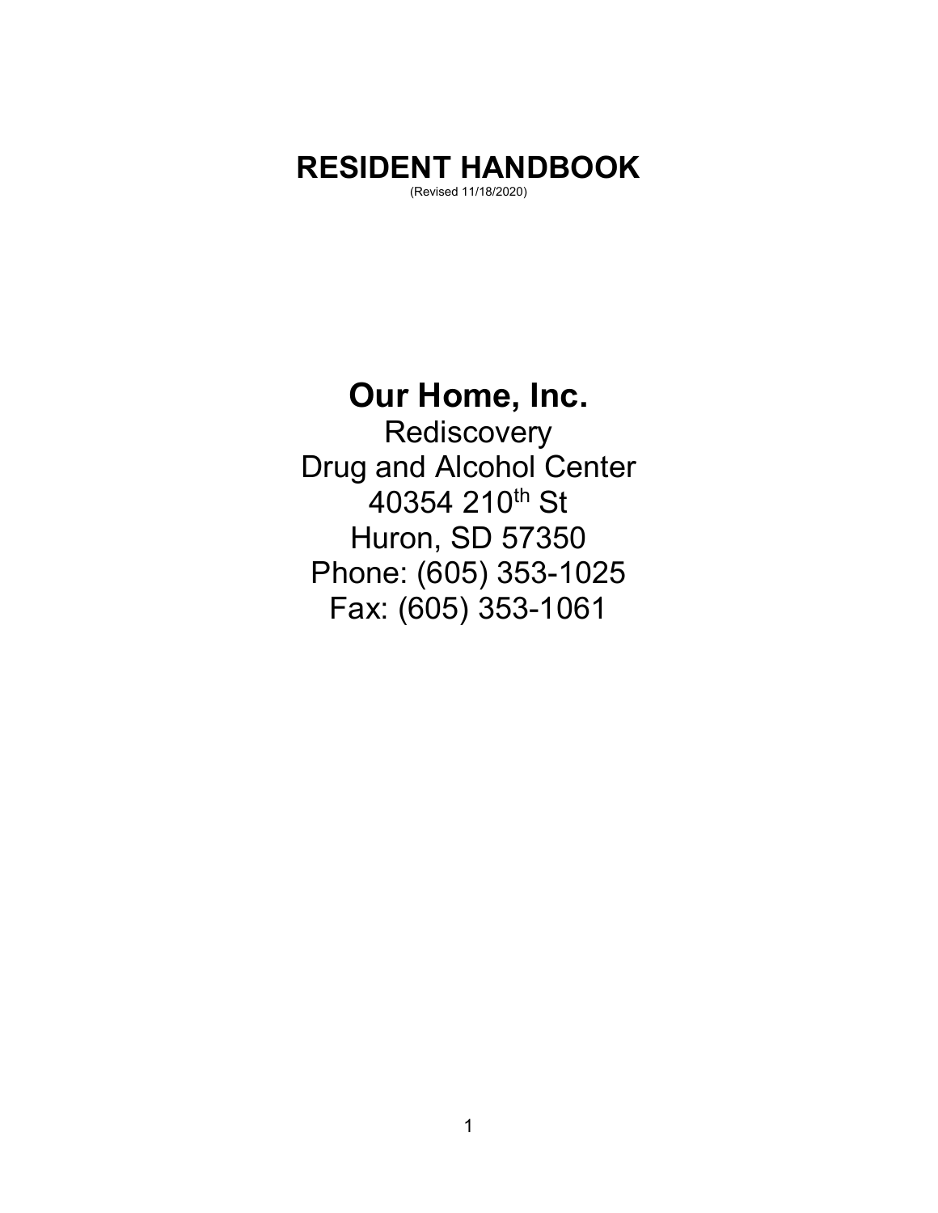# RESIDENT HANDBOOK

(Revised 11/18/2020)

## Our Home, Inc.

Rediscovery
Drug and Alcohol Center
40354 210th St
Huron, SD 57350
Phone: (605) 353-1025
Fax: (605) 353-1061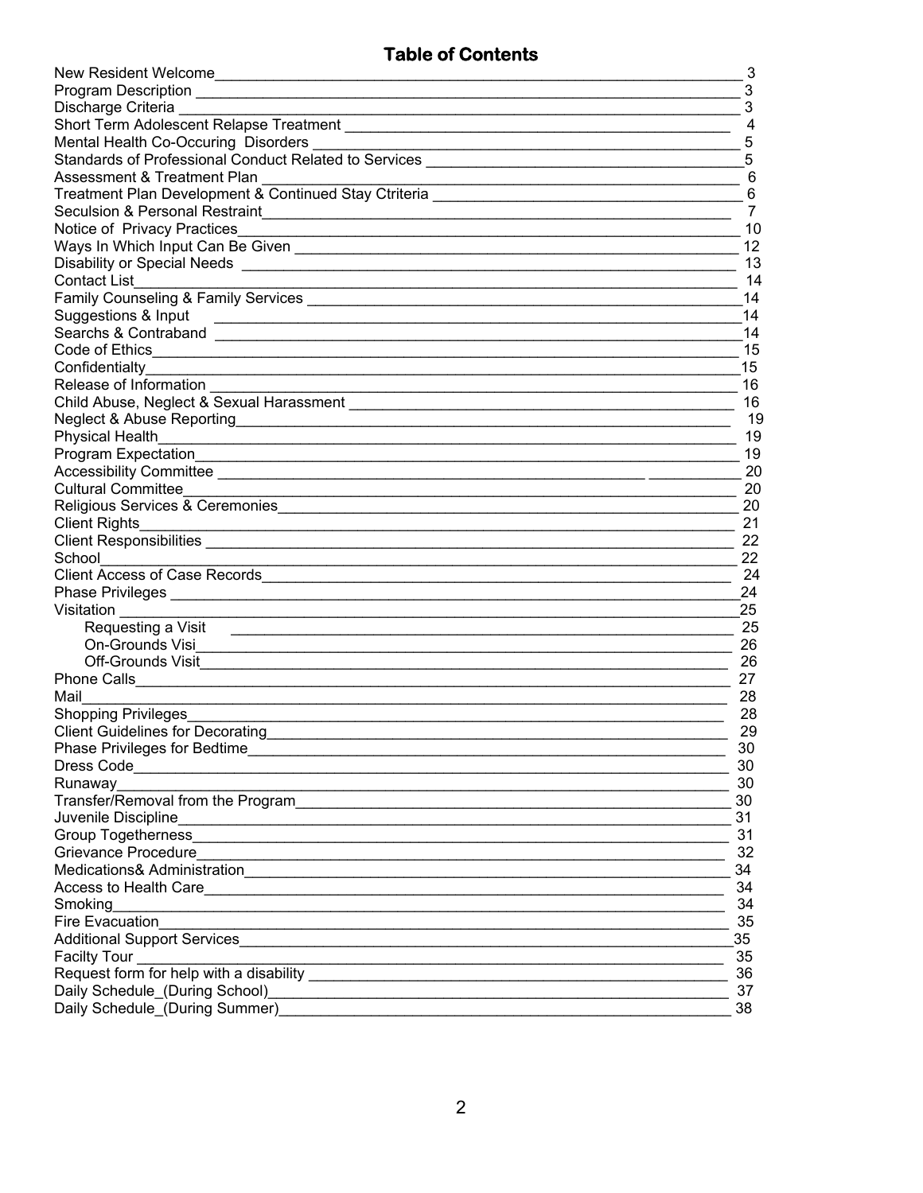# Table of Contents

| Section | Page |
|---|---|
| New Resident Welcome | 3 |
| Program Description | 3 |
| Discharge Criteria | 3 |
| Short Term Adolescent Relapse Treatment | 4 |
| Mental Health Co-Occuring Disorders | 5 |
| Standards of Professional Conduct Related to Services | 5 |
| Assessment & Treatment Plan | 6 |
| Treatment Plan Development & Continued Stay Ctriteria | 6 |
| Seculsion & Personal Restraint | 7 |
| Notice of Privacy Practices | 10 |
| Ways In Which Input Can Be Given | 12 |
| Disability or Special Needs | 13 |
| Contact List | 14 |
| Family Counseling & Family Services | 14 |
| Suggestions & Input | 14 |
| Searchs & Contraband | 14 |
| Code of Ethics | 15 |
| Confidentialty | 15 |
| Release of Information | 16 |
| Child Abuse, Neglect & Sexual Harassment | 16 |
| Neglect & Abuse Reporting | 19 |
| Physical Health | 19 |
| Program Expectation | 19 |
| Accessibility Committee | 20 |
| Cultural Committee | 20 |
| Religious Services & Ceremonies | 20 |
| Client Rights | 21 |
| Client Responsibilities | 22 |
| School | 22 |
| Client Access of Case Records | 24 |
| Phase Privileges | 24 |
| Visitation | 25 |
| &nbsp;&nbsp;&nbsp;&nbsp;Requesting a Visit | 25 |
| &nbsp;&nbsp;&nbsp;&nbsp;On-Grounds Visi | 26 |
| &nbsp;&nbsp;&nbsp;&nbsp;Off-Grounds Visit | 26 |
| Phone Calls | 27 |
| Mail | 28 |
| Shopping Privileges | 28 |
| Client Guidelines for Decorating | 29 |
| Phase Privileges for Bedtime | 30 |
| Dress Code | 30 |
| Runaway | 30 |
| Transfer/Removal from the Program | 30 |
| Juvenile Discipline | 31 |
| Group Togetherness | 31 |
| Grievance Procedure | 32 |
| Medications& Administration | 34 |
| Access to Health Care | 34 |
| Smoking | 34 |
| Fire Evacuation | 35 |
| Additional Support Services | 35 |
| Facilty Tour | 35 |
| Request form for help with a disability | 36 |
| Daily Schedule_(During School) | 37 |
| Daily Schedule_(During Summer) | 38 |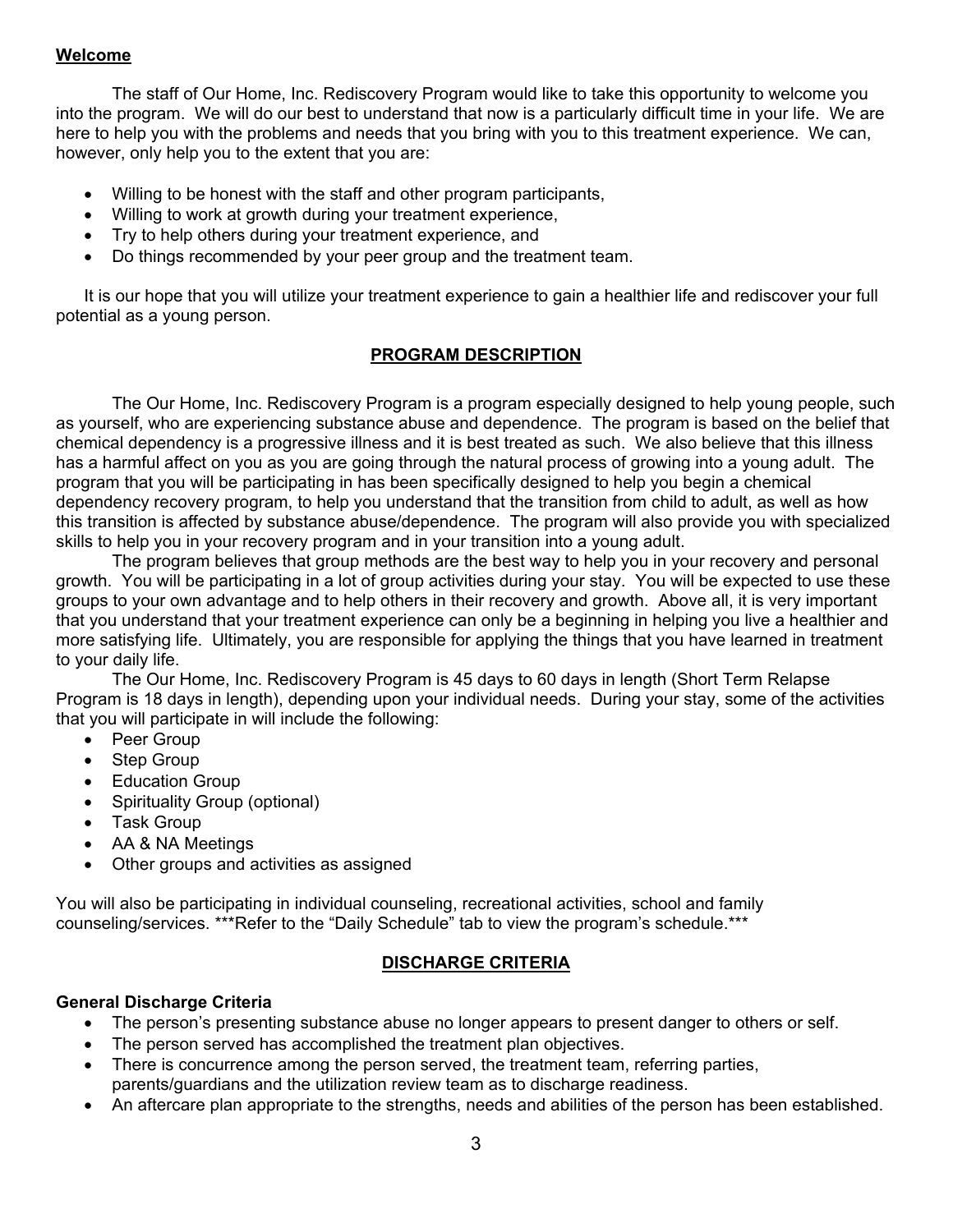## Welcome

The staff of Our Home, Inc. Rediscovery Program would like to take this opportunity to welcome you into the program. We will do our best to understand that now is a particularly difficult time in your life. We are here to help you with the problems and needs that you bring with you to this treatment experience. We can, however, only help you to the extent that you are:

- Willing to be honest with the staff and other program participants,
- Willing to work at growth during your treatment experience,
- Try to help others during your treatment experience, and
- Do things recommended by your peer group and the treatment team.

It is our hope that you will utilize your treatment experience to gain a healthier life and rediscover your full potential as a young person.

## PROGRAM DESCRIPTION

The Our Home, Inc. Rediscovery Program is a program especially designed to help young people, such as yourself, who are experiencing substance abuse and dependence. The program is based on the belief that chemical dependency is a progressive illness and it is best treated as such. We also believe that this illness has a harmful affect on you as you are going through the natural process of growing into a young adult. The program that you will be participating in has been specifically designed to help you begin a chemical dependency recovery program, to help you understand that the transition from child to adult, as well as how this transition is affected by substance abuse/dependence. The program will also provide you with specialized skills to help you in your recovery program and in your transition into a young adult.

The program believes that group methods are the best way to help you in your recovery and personal growth. You will be participating in a lot of group activities during your stay. You will be expected to use these groups to your own advantage and to help others in their recovery and growth. Above all, it is very important that you understand that your treatment experience can only be a beginning in helping you live a healthier and more satisfying life. Ultimately, you are responsible for applying the things that you have learned in treatment to your daily life.

The Our Home, Inc. Rediscovery Program is 45 days to 60 days in length (Short Term Relapse Program is 18 days in length), depending upon your individual needs. During your stay, some of the activities that you will participate in will include the following:

- Peer Group
- Step Group
- Education Group
- Spirituality Group (optional)
- Task Group
- AA & NA Meetings
- Other groups and activities as assigned

You will also be participating in individual counseling, recreational activities, school and family counseling/services. ***Refer to the "Daily Schedule" tab to view the program's schedule.***

## DISCHARGE CRITERIA

### General Discharge Criteria

- The person's presenting substance abuse no longer appears to present danger to others or self.
- The person served has accomplished the treatment plan objectives.
- There is concurrence among the person served, the treatment team, referring parties, parents/guardians and the utilization review team as to discharge readiness.
- An aftercare plan appropriate to the strengths, needs and abilities of the person has been established.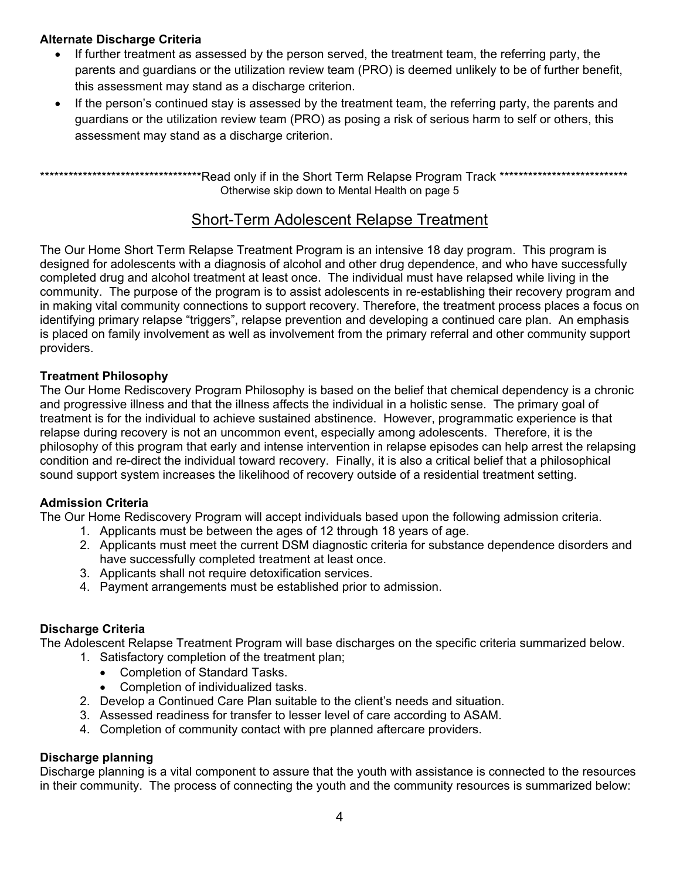**Alternate Discharge Criteria**

- If further treatment as assessed by the person served, the treatment team, the referring party, the parents and guardians or the utilization review team (PRO) is deemed unlikely to be of further benefit, this assessment may stand as a discharge criterion.
- If the person's continued stay is assessed by the treatment team, the referring party, the parents and guardians or the utilization review team (PRO) as posing a risk of serious harm to self or others, this assessment may stand as a discharge criterion.

***********************************Read only if in the Short Term Relapse Program Track ****************************
Otherwise skip down to Mental Health on page 5

## Short-Term Adolescent Relapse Treatment

The Our Home Short Term Relapse Treatment Program is an intensive 18 day program. This program is designed for adolescents with a diagnosis of alcohol and other drug dependence, and who have successfully completed drug and alcohol treatment at least once. The individual must have relapsed while living in the community. The purpose of the program is to assist adolescents in re-establishing their recovery program and in making vital community connections to support recovery. Therefore, the treatment process places a focus on identifying primary relapse "triggers", relapse prevention and developing a continued care plan. An emphasis is placed on family involvement as well as involvement from the primary referral and other community support providers.

**Treatment Philosophy**

The Our Home Rediscovery Program Philosophy is based on the belief that chemical dependency is a chronic and progressive illness and that the illness affects the individual in a holistic sense. The primary goal of treatment is for the individual to achieve sustained abstinence. However, programmatic experience is that relapse during recovery is not an uncommon event, especially among adolescents. Therefore, it is the philosophy of this program that early and intense intervention in relapse episodes can help arrest the relapsing condition and re-direct the individual toward recovery. Finally, it is also a critical belief that a philosophical sound support system increases the likelihood of recovery outside of a residential treatment setting.

**Admission Criteria**

The Our Home Rediscovery Program will accept individuals based upon the following admission criteria.

1. Applicants must be between the ages of 12 through 18 years of age.
2. Applicants must meet the current DSM diagnostic criteria for substance dependence disorders and have successfully completed treatment at least once.
3. Applicants shall not require detoxification services.
4. Payment arrangements must be established prior to admission.

**Discharge Criteria**

The Adolescent Relapse Treatment Program will base discharges on the specific criteria summarized below.

1. Satisfactory completion of the treatment plan;
   - Completion of Standard Tasks.
   - Completion of individualized tasks.
2. Develop a Continued Care Plan suitable to the client's needs and situation.
3. Assessed readiness for transfer to lesser level of care according to ASAM.
4. Completion of community contact with pre planned aftercare providers.

**Discharge planning**

Discharge planning is a vital component to assure that the youth with assistance is connected to the resources in their community. The process of connecting the youth and the community resources is summarized below: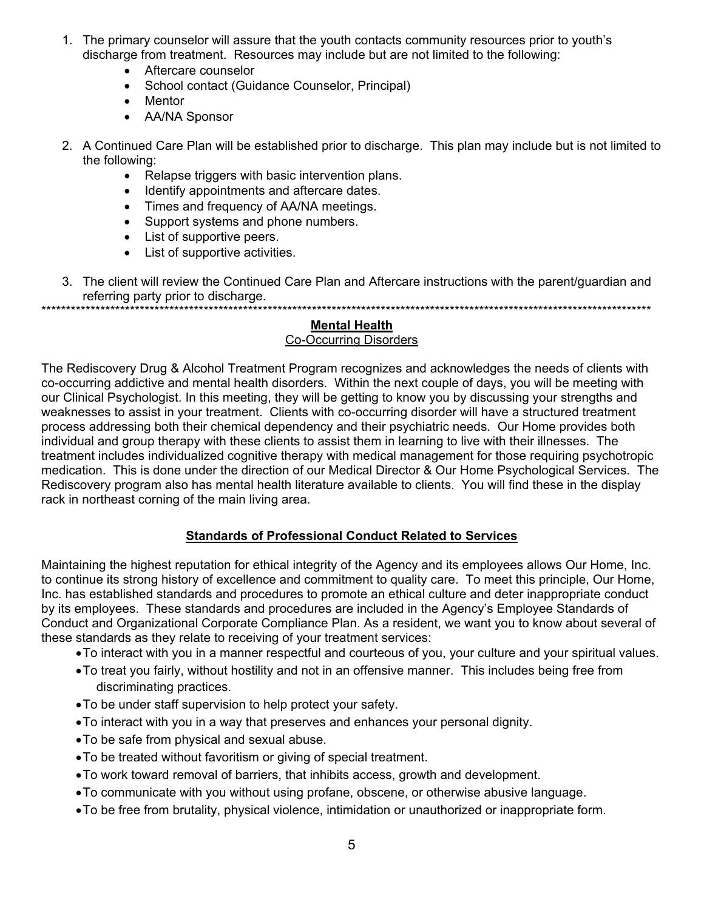1. The primary counselor will assure that the youth contacts community resources prior to youth's discharge from treatment. Resources may include but are not limited to the following:
   - Aftercare counselor
   - School contact (Guidance Counselor, Principal)
   - Mentor
   - AA/NA Sponsor

2. A Continued Care Plan will be established prior to discharge. This plan may include but is not limited to the following:
   - Relapse triggers with basic intervention plans.
   - Identify appointments and aftercare dates.
   - Times and frequency of AA/NA meetings.
   - Support systems and phone numbers.
   - List of supportive peers.
   - List of supportive activities.

3. The client will review the Continued Care Plan and Aftercare instructions with the parent/guardian and referring party prior to discharge.

**************************************************************************************************************************

## Mental Health

Co-Occurring Disorders

The Rediscovery Drug & Alcohol Treatment Program recognizes and acknowledges the needs of clients with co-occurring addictive and mental health disorders. Within the next couple of days, you will be meeting with our Clinical Psychologist. In this meeting, they will be getting to know you by discussing your strengths and weaknesses to assist in your treatment. Clients with co-occurring disorder will have a structured treatment process addressing both their chemical dependency and their psychiatric needs. Our Home provides both individual and group therapy with these clients to assist them in learning to live with their illnesses. The treatment includes individualized cognitive therapy with medical management for those requiring psychotropic medication. This is done under the direction of our Medical Director & Our Home Psychological Services. The Rediscovery program also has mental health literature available to clients. You will find these in the display rack in northeast corning of the main living area.

## Standards of Professional Conduct Related to Services

Maintaining the highest reputation for ethical integrity of the Agency and its employees allows Our Home, Inc. to continue its strong history of excellence and commitment to quality care. To meet this principle, Our Home, Inc. has established standards and procedures to promote an ethical culture and deter inappropriate conduct by its employees. These standards and procedures are included in the Agency's Employee Standards of Conduct and Organizational Corporate Compliance Plan. As a resident, we want you to know about several of these standards as they relate to receiving of your treatment services:

- To interact with you in a manner respectful and courteous of you, your culture and your spiritual values.
- To treat you fairly, without hostility and not in an offensive manner. This includes being free from discriminating practices.
- To be under staff supervision to help protect your safety.
- To interact with you in a way that preserves and enhances your personal dignity.
- To be safe from physical and sexual abuse.
- To be treated without favoritism or giving of special treatment.
- To work toward removal of barriers, that inhibits access, growth and development.
- To communicate with you without using profane, obscene, or otherwise abusive language.
- To be free from brutality, physical violence, intimidation or unauthorized or inappropriate form.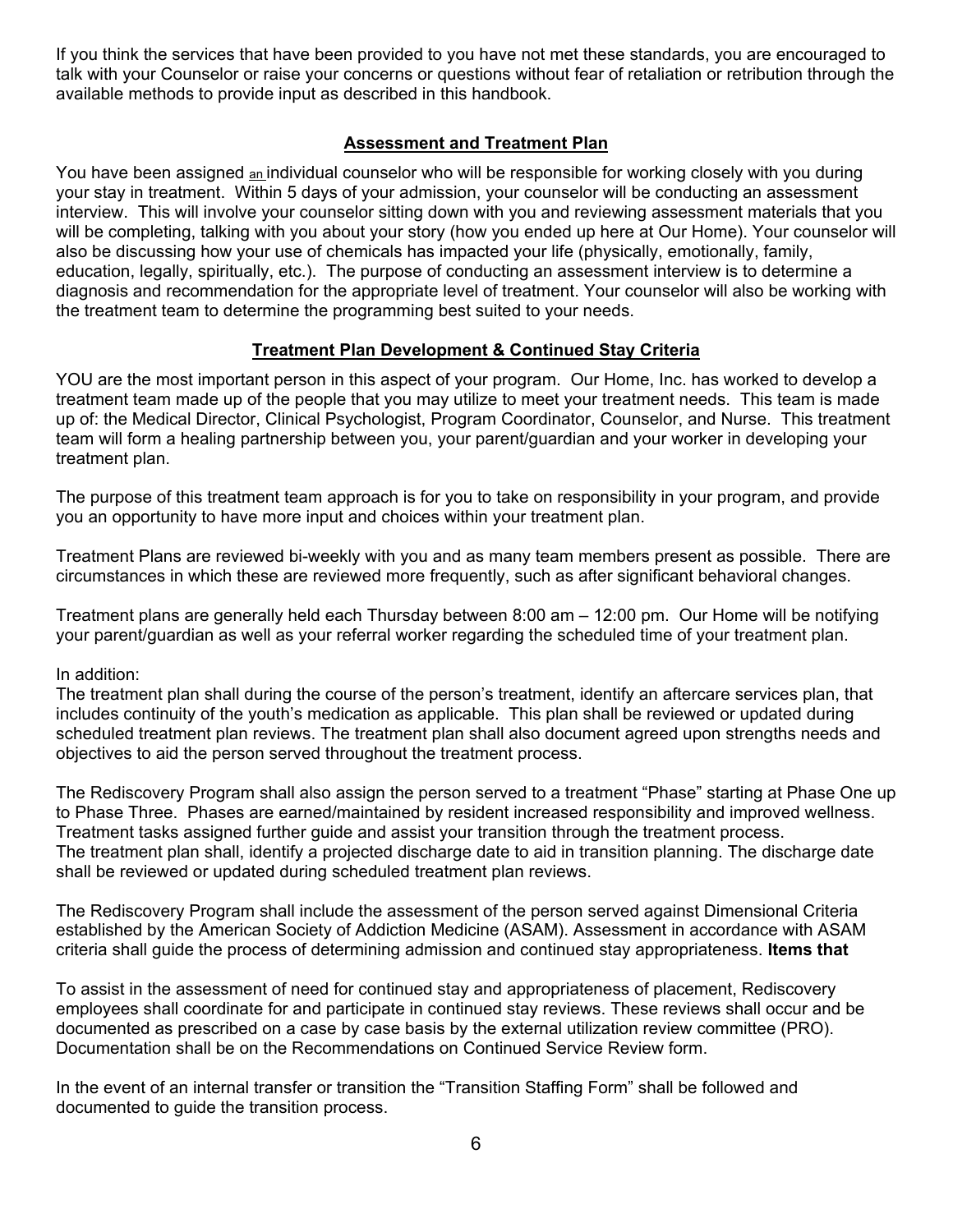If you think the services that have been provided to you have not met these standards, you are encouraged to talk with your Counselor or raise your concerns or questions without fear of retaliation or retribution through the available methods to provide input as described in this handbook.

## Assessment and Treatment Plan

You have been assigned an individual counselor who will be responsible for working closely with you during your stay in treatment. Within 5 days of your admission, your counselor will be conducting an assessment interview. This will involve your counselor sitting down with you and reviewing assessment materials that you will be completing, talking with you about your story (how you ended up here at Our Home). Your counselor will also be discussing how your use of chemicals has impacted your life (physically, emotionally, family, education, legally, spiritually, etc.). The purpose of conducting an assessment interview is to determine a diagnosis and recommendation for the appropriate level of treatment. Your counselor will also be working with the treatment team to determine the programming best suited to your needs.

## Treatment Plan Development & Continued Stay Criteria

YOU are the most important person in this aspect of your program. Our Home, Inc. has worked to develop a treatment team made up of the people that you may utilize to meet your treatment needs. This team is made up of: the Medical Director, Clinical Psychologist, Program Coordinator, Counselor, and Nurse. This treatment team will form a healing partnership between you, your parent/guardian and your worker in developing your treatment plan.

The purpose of this treatment team approach is for you to take on responsibility in your program, and provide you an opportunity to have more input and choices within your treatment plan.

Treatment Plans are reviewed bi-weekly with you and as many team members present as possible. There are circumstances in which these are reviewed more frequently, such as after significant behavioral changes.

Treatment plans are generally held each Thursday between 8:00 am – 12:00 pm. Our Home will be notifying your parent/guardian as well as your referral worker regarding the scheduled time of your treatment plan.

In addition:
The treatment plan shall during the course of the person's treatment, identify an aftercare services plan, that includes continuity of the youth's medication as applicable. This plan shall be reviewed or updated during scheduled treatment plan reviews. The treatment plan shall also document agreed upon strengths needs and objectives to aid the person served throughout the treatment process.

The Rediscovery Program shall also assign the person served to a treatment "Phase" starting at Phase One up to Phase Three. Phases are earned/maintained by resident increased responsibility and improved wellness. Treatment tasks assigned further guide and assist your transition through the treatment process.
The treatment plan shall, identify a projected discharge date to aid in transition planning. The discharge date shall be reviewed or updated during scheduled treatment plan reviews.

The Rediscovery Program shall include the assessment of the person served against Dimensional Criteria established by the American Society of Addiction Medicine (ASAM). Assessment in accordance with ASAM criteria shall guide the process of determining admission and continued stay appropriateness. **Items that**

To assist in the assessment of need for continued stay and appropriateness of placement, Rediscovery employees shall coordinate for and participate in continued stay reviews. These reviews shall occur and be documented as prescribed on a case by case basis by the external utilization review committee (PRO). Documentation shall be on the Recommendations on Continued Service Review form.

In the event of an internal transfer or transition the "Transition Staffing Form" shall be followed and documented to guide the transition process.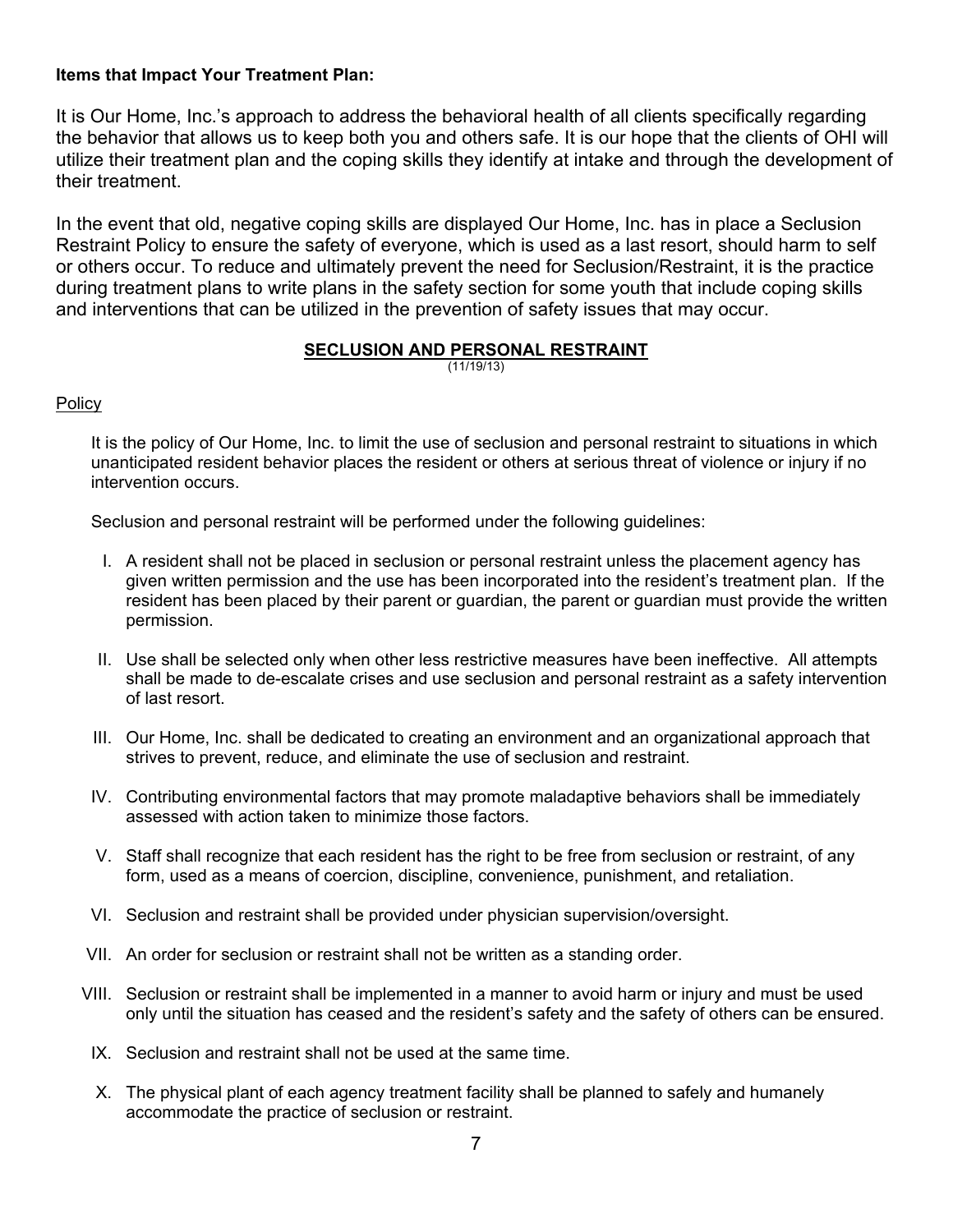**Items that Impact Your Treatment Plan:**

It is Our Home, Inc.'s approach to address the behavioral health of all clients specifically regarding the behavior that allows us to keep both you and others safe. It is our hope that the clients of OHI will utilize their treatment plan and the coping skills they identify at intake and through the development of their treatment.

In the event that old, negative coping skills are displayed Our Home, Inc. has in place a Seclusion Restraint Policy to ensure the safety of everyone, which is used as a last resort, should harm to self or others occur. To reduce and ultimately prevent the need for Seclusion/Restraint, it is the practice during treatment plans to write plans in the safety section for some youth that include coping skills and interventions that can be utilized in the prevention of safety issues that may occur.

## SECLUSION AND PERSONAL RESTRAINT

(11/19/13)

Policy

It is the policy of Our Home, Inc. to limit the use of seclusion and personal restraint to situations in which unanticipated resident behavior places the resident or others at serious threat of violence or injury if no intervention occurs.

Seclusion and personal restraint will be performed under the following guidelines:

I. A resident shall not be placed in seclusion or personal restraint unless the placement agency has given written permission and the use has been incorporated into the resident's treatment plan. If the resident has been placed by their parent or guardian, the parent or guardian must provide the written permission.

II. Use shall be selected only when other less restrictive measures have been ineffective. All attempts shall be made to de-escalate crises and use seclusion and personal restraint as a safety intervention of last resort.

III. Our Home, Inc. shall be dedicated to creating an environment and an organizational approach that strives to prevent, reduce, and eliminate the use of seclusion and restraint.

IV. Contributing environmental factors that may promote maladaptive behaviors shall be immediately assessed with action taken to minimize those factors.

V. Staff shall recognize that each resident has the right to be free from seclusion or restraint, of any form, used as a means of coercion, discipline, convenience, punishment, and retaliation.

VI. Seclusion and restraint shall be provided under physician supervision/oversight.

VII. An order for seclusion or restraint shall not be written as a standing order.

VIII. Seclusion or restraint shall be implemented in a manner to avoid harm or injury and must be used only until the situation has ceased and the resident's safety and the safety of others can be ensured.

IX. Seclusion and restraint shall not be used at the same time.

X. The physical plant of each agency treatment facility shall be planned to safely and humanely accommodate the practice of seclusion or restraint.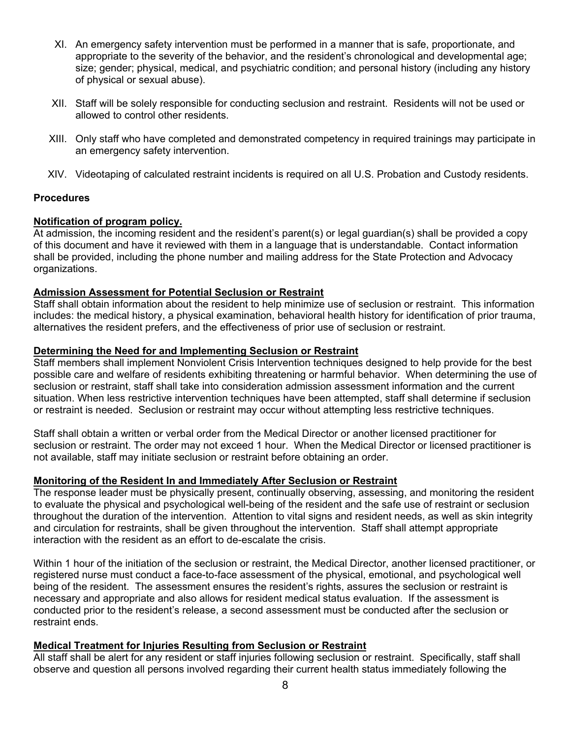XI. An emergency safety intervention must be performed in a manner that is safe, proportionate, and appropriate to the severity of the behavior, and the resident's chronological and developmental age; size; gender; physical, medical, and psychiatric condition; and personal history (including any history of physical or sexual abuse).

XII. Staff will be solely responsible for conducting seclusion and restraint. Residents will not be used or allowed to control other residents.

XIII. Only staff who have completed and demonstrated competency in required trainings may participate in an emergency safety intervention.

XIV. Videotaping of calculated restraint incidents is required on all U.S. Probation and Custody residents.

**Procedures**

**Notification of program policy.**

At admission, the incoming resident and the resident's parent(s) or legal guardian(s) shall be provided a copy of this document and have it reviewed with them in a language that is understandable. Contact information shall be provided, including the phone number and mailing address for the State Protection and Advocacy organizations.

**Admission Assessment for Potential Seclusion or Restraint**

Staff shall obtain information about the resident to help minimize use of seclusion or restraint. This information includes: the medical history, a physical examination, behavioral health history for identification of prior trauma, alternatives the resident prefers, and the effectiveness of prior use of seclusion or restraint.

**Determining the Need for and Implementing Seclusion or Restraint**

Staff members shall implement Nonviolent Crisis Intervention techniques designed to help provide for the best possible care and welfare of residents exhibiting threatening or harmful behavior. When determining the use of seclusion or restraint, staff shall take into consideration admission assessment information and the current situation. When less restrictive intervention techniques have been attempted, staff shall determine if seclusion or restraint is needed. Seclusion or restraint may occur without attempting less restrictive techniques.

Staff shall obtain a written or verbal order from the Medical Director or another licensed practitioner for seclusion or restraint. The order may not exceed 1 hour. When the Medical Director or licensed practitioner is not available, staff may initiate seclusion or restraint before obtaining an order.

**Monitoring of the Resident In and Immediately After Seclusion or Restraint**

The response leader must be physically present, continually observing, assessing, and monitoring the resident to evaluate the physical and psychological well-being of the resident and the safe use of restraint or seclusion throughout the duration of the intervention. Attention to vital signs and resident needs, as well as skin integrity and circulation for restraints, shall be given throughout the intervention. Staff shall attempt appropriate interaction with the resident as an effort to de-escalate the crisis.

Within 1 hour of the initiation of the seclusion or restraint, the Medical Director, another licensed practitioner, or registered nurse must conduct a face-to-face assessment of the physical, emotional, and psychological well being of the resident. The assessment ensures the resident's rights, assures the seclusion or restraint is necessary and appropriate and also allows for resident medical status evaluation. If the assessment is conducted prior to the resident's release, a second assessment must be conducted after the seclusion or restraint ends.

**Medical Treatment for Injuries Resulting from Seclusion or Restraint**

All staff shall be alert for any resident or staff injuries following seclusion or restraint. Specifically, staff shall observe and question all persons involved regarding their current health status immediately following the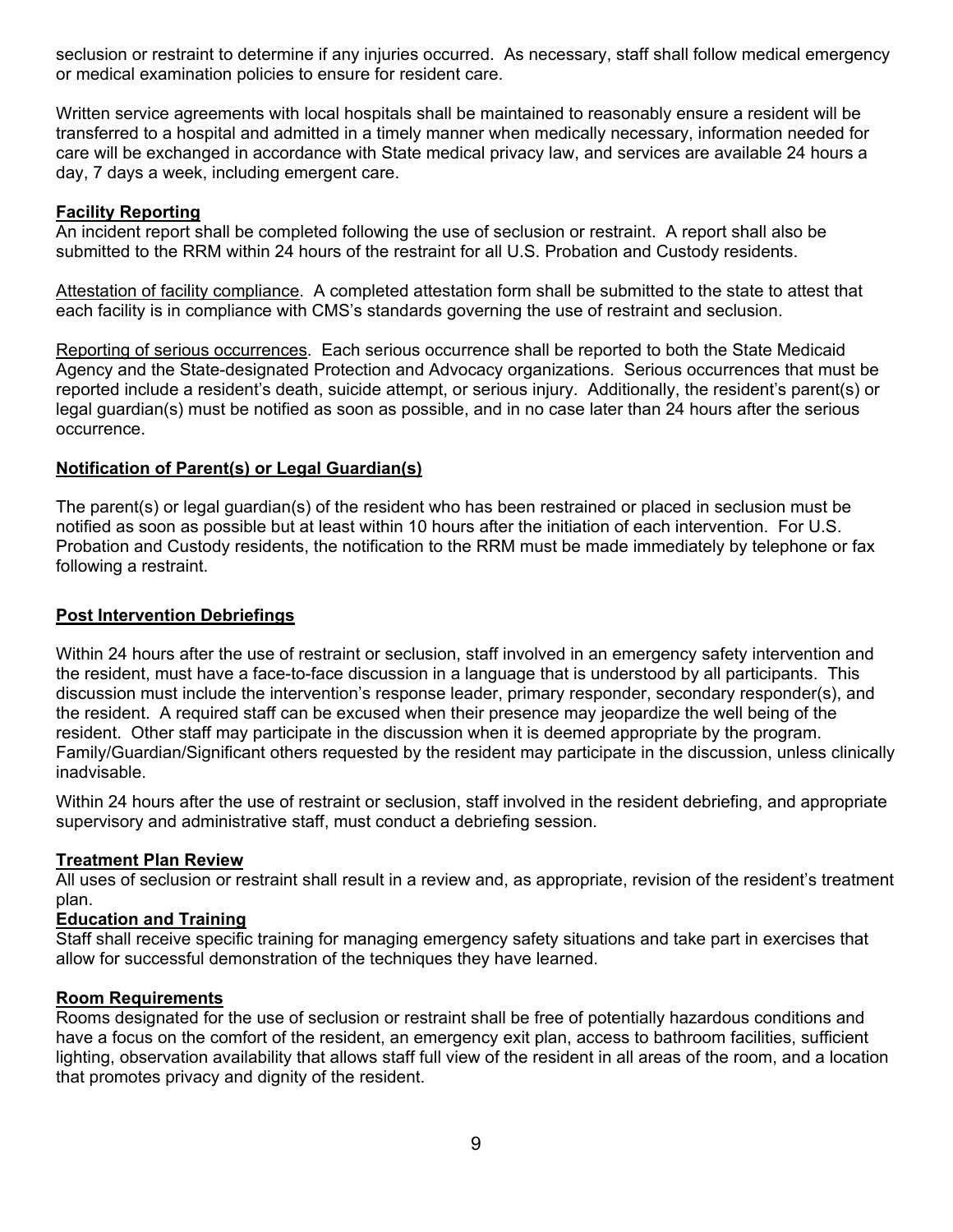seclusion or restraint to determine if any injuries occurred. As necessary, staff shall follow medical emergency or medical examination policies to ensure for resident care.

Written service agreements with local hospitals shall be maintained to reasonably ensure a resident will be transferred to a hospital and admitted in a timely manner when medically necessary, information needed for care will be exchanged in accordance with State medical privacy law, and services are available 24 hours a day, 7 days a week, including emergent care.

**Facility Reporting**

An incident report shall be completed following the use of seclusion or restraint. A report shall also be submitted to the RRM within 24 hours of the restraint for all U.S. Probation and Custody residents.

Attestation of facility compliance. A completed attestation form shall be submitted to the state to attest that each facility is in compliance with CMS's standards governing the use of restraint and seclusion.

Reporting of serious occurrences. Each serious occurrence shall be reported to both the State Medicaid Agency and the State-designated Protection and Advocacy organizations. Serious occurrences that must be reported include a resident's death, suicide attempt, or serious injury. Additionally, the resident's parent(s) or legal guardian(s) must be notified as soon as possible, and in no case later than 24 hours after the serious occurrence.

**Notification of Parent(s) or Legal Guardian(s)**

The parent(s) or legal guardian(s) of the resident who has been restrained or placed in seclusion must be notified as soon as possible but at least within 10 hours after the initiation of each intervention. For U.S. Probation and Custody residents, the notification to the RRM must be made immediately by telephone or fax following a restraint.

**Post Intervention Debriefings**

Within 24 hours after the use of restraint or seclusion, staff involved in an emergency safety intervention and the resident, must have a face-to-face discussion in a language that is understood by all participants. This discussion must include the intervention's response leader, primary responder, secondary responder(s), and the resident. A required staff can be excused when their presence may jeopardize the well being of the resident. Other staff may participate in the discussion when it is deemed appropriate by the program. Family/Guardian/Significant others requested by the resident may participate in the discussion, unless clinically inadvisable.

Within 24 hours after the use of restraint or seclusion, staff involved in the resident debriefing, and appropriate supervisory and administrative staff, must conduct a debriefing session.

**Treatment Plan Review**

All uses of seclusion or restraint shall result in a review and, as appropriate, revision of the resident's treatment plan.

**Education and Training**

Staff shall receive specific training for managing emergency safety situations and take part in exercises that allow for successful demonstration of the techniques they have learned.

**Room Requirements**

Rooms designated for the use of seclusion or restraint shall be free of potentially hazardous conditions and have a focus on the comfort of the resident, an emergency exit plan, access to bathroom facilities, sufficient lighting, observation availability that allows staff full view of the resident in all areas of the room, and a location that promotes privacy and dignity of the resident.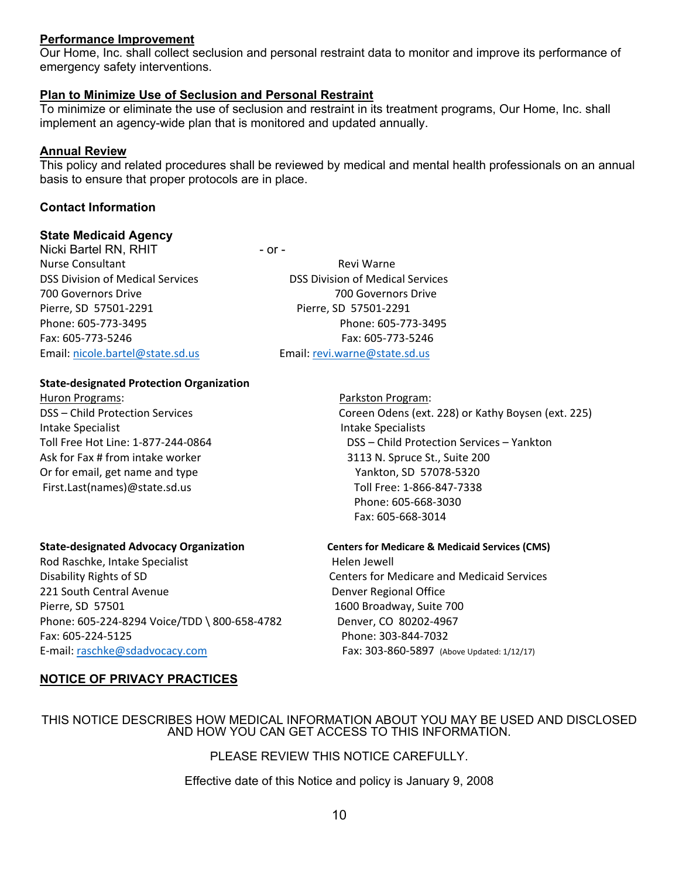**Performance Improvement**

Our Home, Inc. shall collect seclusion and personal restraint data to monitor and improve its performance of emergency safety interventions.

**Plan to Minimize Use of Seclusion and Personal Restraint**

To minimize or eliminate the use of seclusion and restraint in its treatment programs, Our Home, Inc. shall implement an agency-wide plan that is monitored and updated annually.

**Annual Review**

This policy and related procedures shall be reviewed by medical and mental health professionals on an annual basis to ensure that proper protocols are in place.

**Contact Information**

**State Medicaid Agency**

Nicki Bartel RN, RHIT
Nurse Consultant
DSS Division of Medical Services
700 Governors Drive
Pierre, SD 57501-2291
Phone: 605-773-3495
Fax: 605-773-5246
Email: nicole.bartel@state.sd.us

- or -

Revi Warne
DSS Division of Medical Services
700 Governors Drive
Pierre, SD 57501-2291
Phone: 605-773-3495
Fax: 605-773-5246
Email: revi.warne@state.sd.us

**State-designated Protection Organization**

Huron Programs:
DSS – Child Protection Services
Intake Specialist
Toll Free Hot Line: 1-877-244-0864
Ask for Fax # from intake worker
Or for email, get name and type
First.Last(names)@state.sd.us

Parkston Program:
Coreen Odens (ext. 228) or Kathy Boysen (ext. 225)
Intake Specialists
DSS – Child Protection Services – Yankton
3113 N. Spruce St., Suite 200
Yankton, SD 57078-5320
Toll Free: 1-866-847-7338
Phone: 605-668-3030
Fax: 605-668-3014

**State-designated Advocacy Organization**

Rod Raschke, Intake Specialist
Disability Rights of SD
221 South Central Avenue
Pierre, SD 57501
Phone: 605-224-8294 Voice/TDD \ 800-658-4782
Fax: 605-224-5125
E-mail: raschke@sdadvocacy.com

**Centers for Medicare & Medicaid Services (CMS)**

Helen Jewell
Centers for Medicare and Medicaid Services
Denver Regional Office
1600 Broadway, Suite 700
Denver, CO 80202-4967
Phone: 303-844-7032
Fax: 303-860-5897 (Above Updated: 1/12/17)

**NOTICE OF PRIVACY PRACTICES**

THIS NOTICE DESCRIBES HOW MEDICAL INFORMATION ABOUT YOU MAY BE USED AND DISCLOSED AND HOW YOU CAN GET ACCESS TO THIS INFORMATION.

PLEASE REVIEW THIS NOTICE CAREFULLY.

Effective date of this Notice and policy is January 9, 2008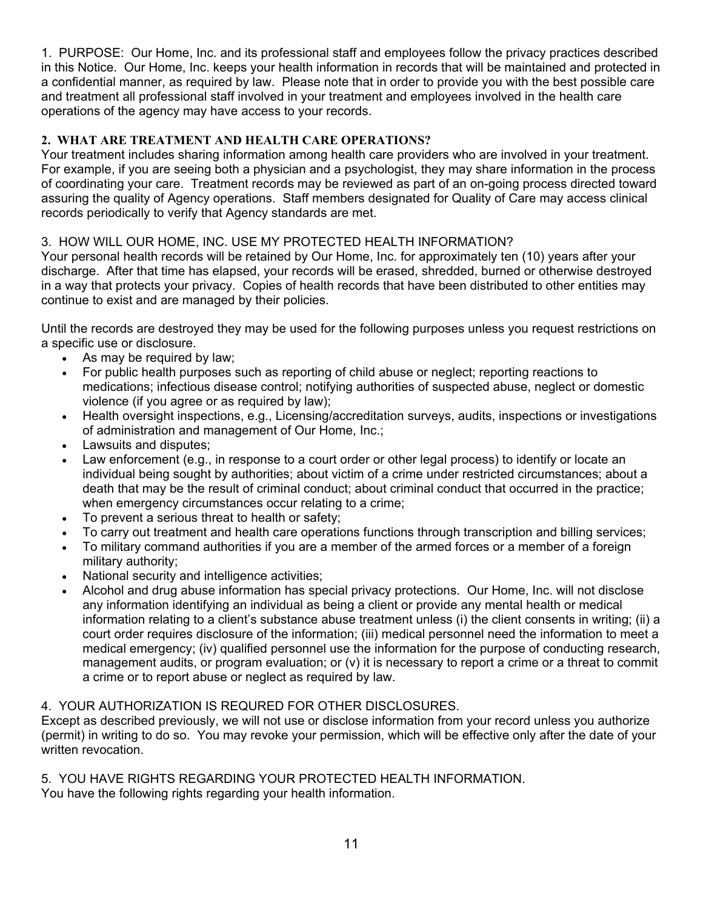1. PURPOSE: Our Home, Inc. and its professional staff and employees follow the privacy practices described in this Notice. Our Home, Inc. keeps your health information in records that will be maintained and protected in a confidential manner, as required by law. Please note that in order to provide you with the best possible care and treatment all professional staff involved in your treatment and employees involved in the health care operations of the agency may have access to your records.

**2. WHAT ARE TREATMENT AND HEALTH CARE OPERATIONS?**

Your treatment includes sharing information among health care providers who are involved in your treatment. For example, if you are seeing both a physician and a psychologist, they may share information in the process of coordinating your care. Treatment records may be reviewed as part of an on-going process directed toward assuring the quality of Agency operations. Staff members designated for Quality of Care may access clinical records periodically to verify that Agency standards are met.

3. HOW WILL OUR HOME, INC. USE MY PROTECTED HEALTH INFORMATION?

Your personal health records will be retained by Our Home, Inc. for approximately ten (10) years after your discharge. After that time has elapsed, your records will be erased, shredded, burned or otherwise destroyed in a way that protects your privacy. Copies of health records that have been distributed to other entities may continue to exist and are managed by their policies.

Until the records are destroyed they may be used for the following purposes unless you request restrictions on a specific use or disclosure.

- As may be required by law;
- For public health purposes such as reporting of child abuse or neglect; reporting reactions to medications; infectious disease control; notifying authorities of suspected abuse, neglect or domestic violence (if you agree or as required by law);
- Health oversight inspections, e.g., Licensing/accreditation surveys, audits, inspections or investigations of administration and management of Our Home, Inc.;
- Lawsuits and disputes;
- Law enforcement (e.g., in response to a court order or other legal process) to identify or locate an individual being sought by authorities; about victim of a crime under restricted circumstances; about a death that may be the result of criminal conduct; about criminal conduct that occurred in the practice; when emergency circumstances occur relating to a crime;
- To prevent a serious threat to health or safety;
- To carry out treatment and health care operations functions through transcription and billing services;
- To military command authorities if you are a member of the armed forces or a member of a foreign military authority;
- National security and intelligence activities;
- Alcohol and drug abuse information has special privacy protections. Our Home, Inc. will not disclose any information identifying an individual as being a client or provide any mental health or medical information relating to a client's substance abuse treatment unless (i) the client consents in writing; (ii) a court order requires disclosure of the information; (iii) medical personnel need the information to meet a medical emergency; (iv) qualified personnel use the information for the purpose of conducting research, management audits, or program evaluation; or (v) it is necessary to report a crime or a threat to commit a crime or to report abuse or neglect as required by law.

4. YOUR AUTHORIZATION IS REQURED FOR OTHER DISCLOSURES.

Except as described previously, we will not use or disclose information from your record unless you authorize (permit) in writing to do so. You may revoke your permission, which will be effective only after the date of your written revocation.

5. YOU HAVE RIGHTS REGARDING YOUR PROTECTED HEALTH INFORMATION.

You have the following rights regarding your health information.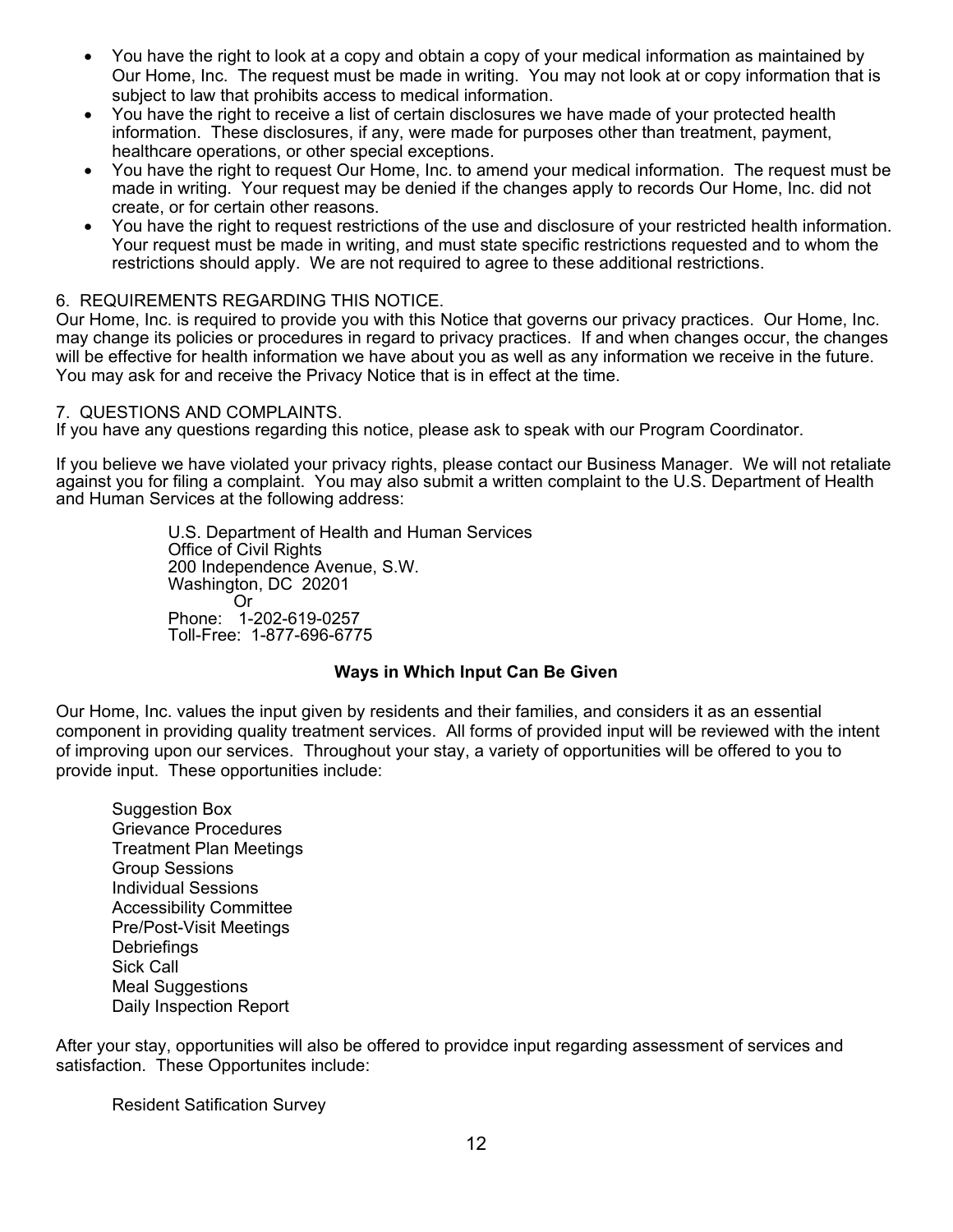- You have the right to look at a copy and obtain a copy of your medical information as maintained by Our Home, Inc. The request must be made in writing. You may not look at or copy information that is subject to law that prohibits access to medical information.
- You have the right to receive a list of certain disclosures we have made of your protected health information. These disclosures, if any, were made for purposes other than treatment, payment, healthcare operations, or other special exceptions.
- You have the right to request Our Home, Inc. to amend your medical information. The request must be made in writing. Your request may be denied if the changes apply to records Our Home, Inc. did not create, or for certain other reasons.
- You have the right to request restrictions of the use and disclosure of your restricted health information. Your request must be made in writing, and must state specific restrictions requested and to whom the restrictions should apply. We are not required to agree to these additional restrictions.

6. REQUIREMENTS REGARDING THIS NOTICE.
Our Home, Inc. is required to provide you with this Notice that governs our privacy practices. Our Home, Inc. may change its policies or procedures in regard to privacy practices. If and when changes occur, the changes will be effective for health information we have about you as well as any information we receive in the future. You may ask for and receive the Privacy Notice that is in effect at the time.

7. QUESTIONS AND COMPLAINTS.
If you have any questions regarding this notice, please ask to speak with our Program Coordinator.

If you believe we have violated your privacy rights, please contact our Business Manager. We will not retaliate against you for filing a complaint. You may also submit a written complaint to the U.S. Department of Health and Human Services at the following address:

U.S. Department of Health and Human Services
Office of Civil Rights
200 Independence Avenue, S.W.
Washington, DC 20201
Or
Phone: 1-202-619-0257
Toll-Free: 1-877-696-6775

**Ways in Which Input Can Be Given**

Our Home, Inc. values the input given by residents and their families, and considers it as an essential component in providing quality treatment services. All forms of provided input will be reviewed with the intent of improving upon our services. Throughout your stay, a variety of opportunities will be offered to you to provide input. These opportunities include:

Suggestion Box
Grievance Procedures
Treatment Plan Meetings
Group Sessions
Individual Sessions
Accessibility Committee
Pre/Post-Visit Meetings
Debriefings
Sick Call
Meal Suggestions
Daily Inspection Report

After your stay, opportunities will also be offered to providce input regarding assessment of services and satisfaction. These Opportunites include:

Resident Satification Survey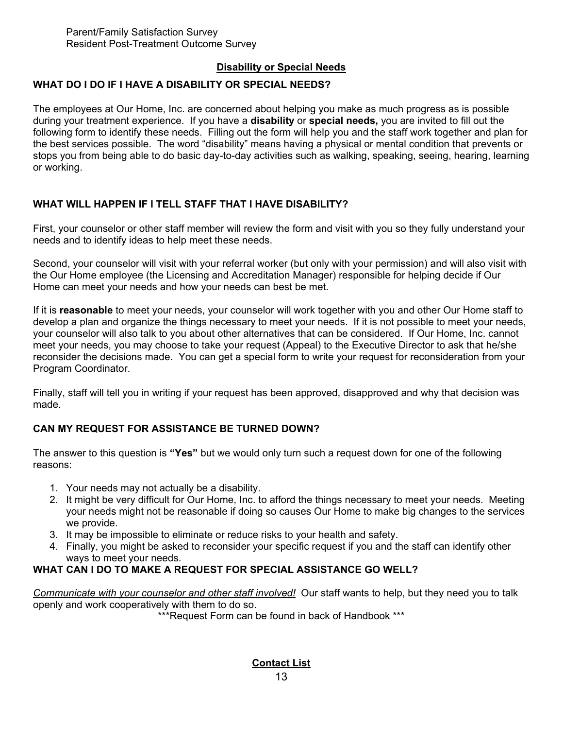Parent/Family Satisfaction Survey
Resident Post-Treatment Outcome Survey

## Disability or Special Needs

### WHAT DO I DO IF I HAVE A DISABILITY OR SPECIAL NEEDS?

The employees at Our Home, Inc. are concerned about helping you make as much progress as is possible during your treatment experience. If you have a **disability** or **special needs,** you are invited to fill out the following form to identify these needs. Filling out the form will help you and the staff work together and plan for the best services possible. The word "disability" means having a physical or mental condition that prevents or stops you from being able to do basic day-to-day activities such as walking, speaking, seeing, hearing, learning or working.

### WHAT WILL HAPPEN IF I TELL STAFF THAT I HAVE DISABILITY?

First, your counselor or other staff member will review the form and visit with you so they fully understand your needs and to identify ideas to help meet these needs.

Second, your counselor will visit with your referral worker (but only with your permission) and will also visit with the Our Home employee (the Licensing and Accreditation Manager) responsible for helping decide if Our Home can meet your needs and how your needs can best be met.

If it is **reasonable** to meet your needs, your counselor will work together with you and other Our Home staff to develop a plan and organize the things necessary to meet your needs. If it is not possible to meet your needs, your counselor will also talk to you about other alternatives that can be considered. If Our Home, Inc. cannot meet your needs, you may choose to take your request (Appeal) to the Executive Director to ask that he/she reconsider the decisions made. You can get a special form to write your request for reconsideration from your Program Coordinator.

Finally, staff will tell you in writing if your request has been approved, disapproved and why that decision was made.

### CAN MY REQUEST FOR ASSISTANCE BE TURNED DOWN?

The answer to this question is **"Yes"** but we would only turn such a request down for one of the following reasons:

1. Your needs may not actually be a disability.
2. It might be very difficult for Our Home, Inc. to afford the things necessary to meet your needs. Meeting your needs might not be reasonable if doing so causes Our Home to make big changes to the services we provide.
3. It may be impossible to eliminate or reduce risks to your health and safety.
4. Finally, you might be asked to reconsider your specific request if you and the staff can identify other ways to meet your needs.

### WHAT CAN I DO TO MAKE A REQUEST FOR SPECIAL ASSISTANCE GO WELL?

*Communicate with your counselor and other staff involved!* Our staff wants to help, but they need you to talk openly and work cooperatively with them to do so.

***Request Form can be found in back of Handbook ***

## Contact List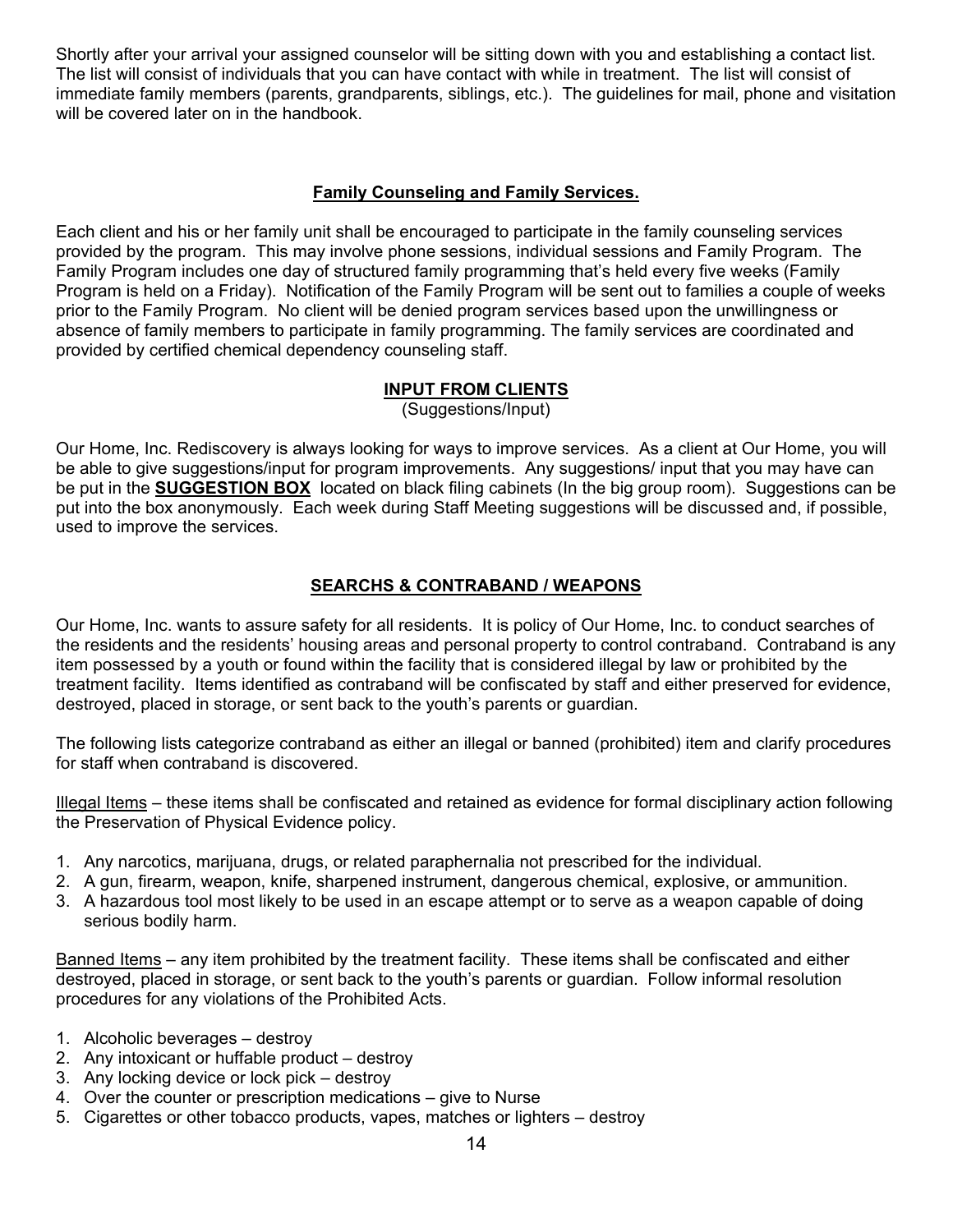Shortly after your arrival your assigned counselor will be sitting down with you and establishing a contact list. The list will consist of individuals that you can have contact with while in treatment. The list will consist of immediate family members (parents, grandparents, siblings, etc.). The guidelines for mail, phone and visitation will be covered later on in the handbook.

## Family Counseling and Family Services.

Each client and his or her family unit shall be encouraged to participate in the family counseling services provided by the program. This may involve phone sessions, individual sessions and Family Program. The Family Program includes one day of structured family programming that's held every five weeks (Family Program is held on a Friday). Notification of the Family Program will be sent out to families a couple of weeks prior to the Family Program. No client will be denied program services based upon the unwillingness or absence of family members to participate in family programming. The family services are coordinated and provided by certified chemical dependency counseling staff.

## INPUT FROM CLIENTS

(Suggestions/Input)

Our Home, Inc. Rediscovery is always looking for ways to improve services. As a client at Our Home, you will be able to give suggestions/input for program improvements. Any suggestions/ input that you may have can be put in the **SUGGESTION BOX** located on black filing cabinets (In the big group room). Suggestions can be put into the box anonymously. Each week during Staff Meeting suggestions will be discussed and, if possible, used to improve the services.

## SEARCHS & CONTRABAND / WEAPONS

Our Home, Inc. wants to assure safety for all residents. It is policy of Our Home, Inc. to conduct searches of the residents and the residents' housing areas and personal property to control contraband. Contraband is any item possessed by a youth or found within the facility that is considered illegal by law or prohibited by the treatment facility. Items identified as contraband will be confiscated by staff and either preserved for evidence, destroyed, placed in storage, or sent back to the youth's parents or guardian.

The following lists categorize contraband as either an illegal or banned (prohibited) item and clarify procedures for staff when contraband is discovered.

Illegal Items – these items shall be confiscated and retained as evidence for formal disciplinary action following the Preservation of Physical Evidence policy.

1. Any narcotics, marijuana, drugs, or related paraphernalia not prescribed for the individual.
2. A gun, firearm, weapon, knife, sharpened instrument, dangerous chemical, explosive, or ammunition.
3. A hazardous tool most likely to be used in an escape attempt or to serve as a weapon capable of doing serious bodily harm.

Banned Items – any item prohibited by the treatment facility. These items shall be confiscated and either destroyed, placed in storage, or sent back to the youth's parents or guardian. Follow informal resolution procedures for any violations of the Prohibited Acts.

1. Alcoholic beverages – destroy
2. Any intoxicant or huffable product – destroy
3. Any locking device or lock pick – destroy
4. Over the counter or prescription medications – give to Nurse
5. Cigarettes or other tobacco products, vapes, matches or lighters – destroy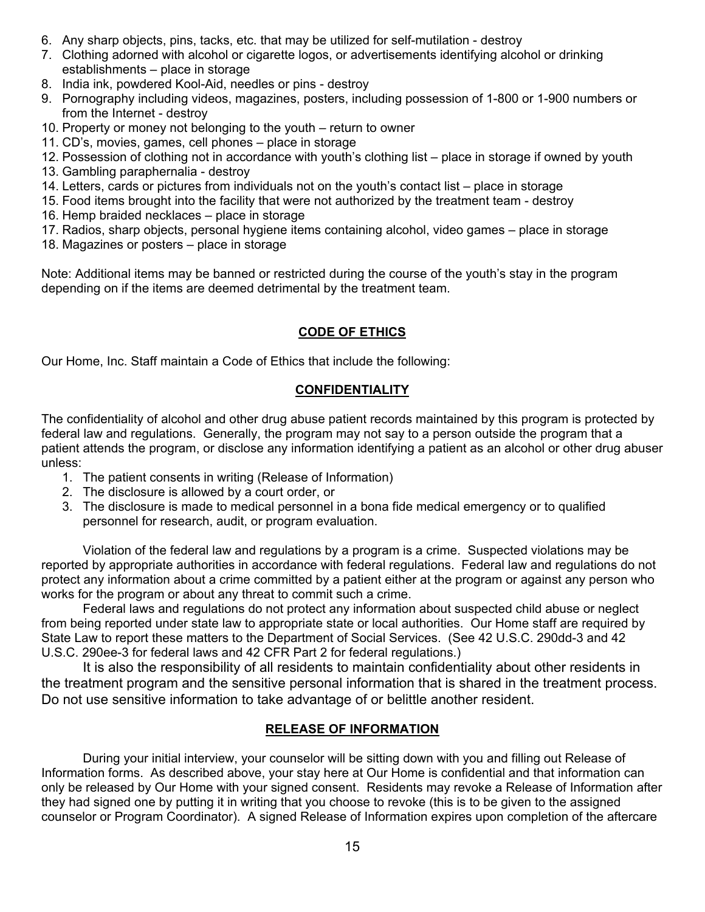6. Any sharp objects, pins, tacks, etc. that may be utilized for self-mutilation - destroy
7. Clothing adorned with alcohol or cigarette logos, or advertisements identifying alcohol or drinking establishments – place in storage
8. India ink, powdered Kool-Aid, needles or pins - destroy
9. Pornography including videos, magazines, posters, including possession of 1-800 or 1-900 numbers or from the Internet - destroy
10. Property or money not belonging to the youth – return to owner
11. CD's, movies, games, cell phones – place in storage
12. Possession of clothing not in accordance with youth's clothing list – place in storage if owned by youth
13. Gambling paraphernalia - destroy
14. Letters, cards or pictures from individuals not on the youth's contact list – place in storage
15. Food items brought into the facility that were not authorized by the treatment team - destroy
16. Hemp braided necklaces – place in storage
17. Radios, sharp objects, personal hygiene items containing alcohol, video games – place in storage
18. Magazines or posters – place in storage

Note: Additional items may be banned or restricted during the course of the youth's stay in the program depending on if the items are deemed detrimental by the treatment team.

## CODE OF ETHICS

Our Home, Inc. Staff maintain a Code of Ethics that include the following:

## CONFIDENTIALITY

The confidentiality of alcohol and other drug abuse patient records maintained by this program is protected by federal law and regulations. Generally, the program may not say to a person outside the program that a patient attends the program, or disclose any information identifying a patient as an alcohol or other drug abuser unless:

1. The patient consents in writing (Release of Information)
2. The disclosure is allowed by a court order, or
3. The disclosure is made to medical personnel in a bona fide medical emergency or to qualified personnel for research, audit, or program evaluation.

Violation of the federal law and regulations by a program is a crime. Suspected violations may be reported by appropriate authorities in accordance with federal regulations. Federal law and regulations do not protect any information about a crime committed by a patient either at the program or against any person who works for the program or about any threat to commit such a crime.

Federal laws and regulations do not protect any information about suspected child abuse or neglect from being reported under state law to appropriate state or local authorities. Our Home staff are required by State Law to report these matters to the Department of Social Services. (See 42 U.S.C. 290dd-3 and 42 U.S.C. 290ee-3 for federal laws and 42 CFR Part 2 for federal regulations.)

It is also the responsibility of all residents to maintain confidentiality about other residents in the treatment program and the sensitive personal information that is shared in the treatment process. Do not use sensitive information to take advantage of or belittle another resident.

## RELEASE OF INFORMATION

During your initial interview, your counselor will be sitting down with you and filling out Release of Information forms. As described above, your stay here at Our Home is confidential and that information can only be released by Our Home with your signed consent. Residents may revoke a Release of Information after they had signed one by putting it in writing that you choose to revoke (this is to be given to the assigned counselor or Program Coordinator). A signed Release of Information expires upon completion of the aftercare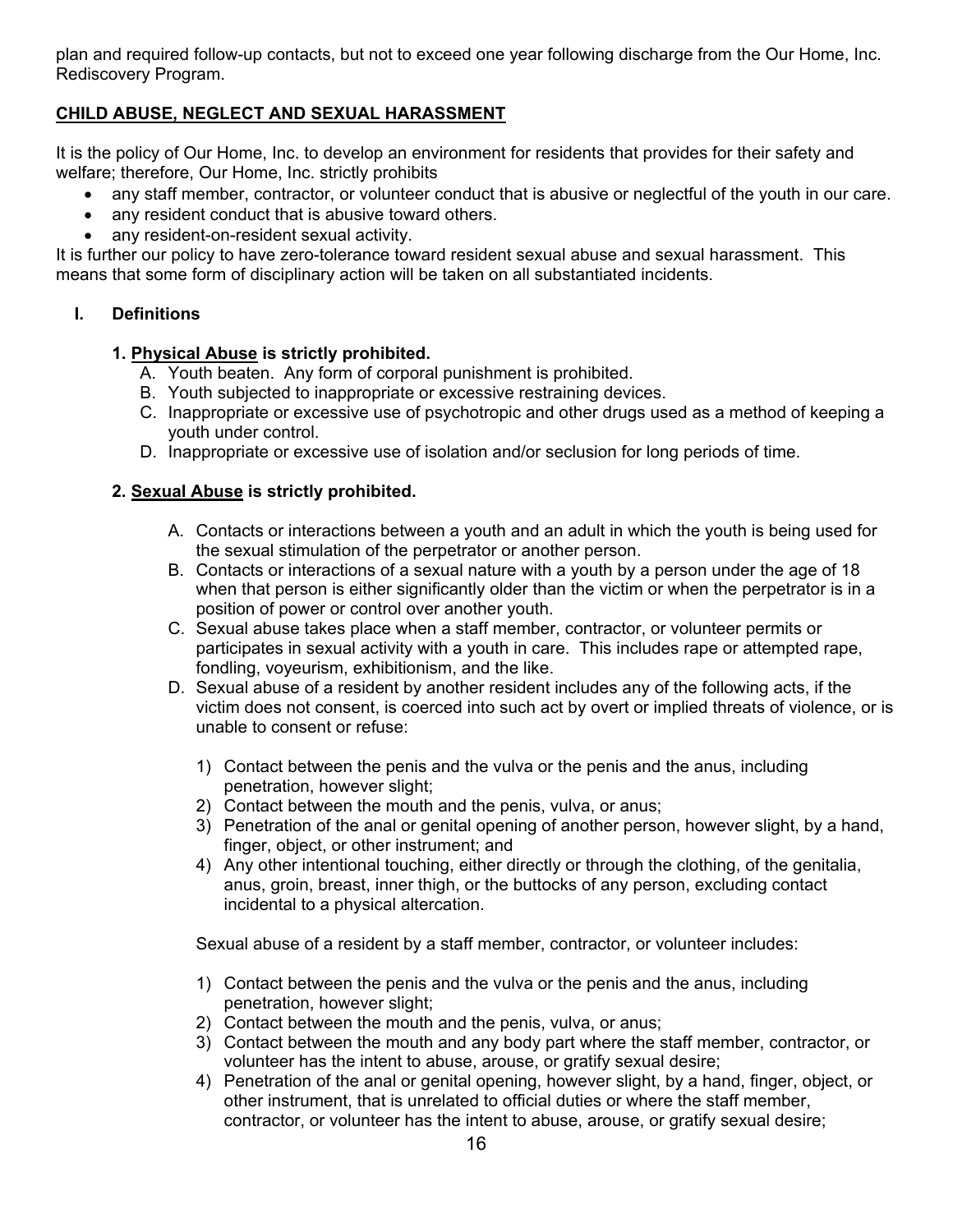plan and required follow-up contacts, but not to exceed one year following discharge from the Our Home, Inc. Rediscovery Program.

## CHILD ABUSE, NEGLECT AND SEXUAL HARASSMENT

It is the policy of Our Home, Inc. to develop an environment for residents that provides for their safety and welfare; therefore, Our Home, Inc. strictly prohibits

- any staff member, contractor, or volunteer conduct that is abusive or neglectful of the youth in our care.
- any resident conduct that is abusive toward others.
- any resident-on-resident sexual activity.

It is further our policy to have zero-tolerance toward resident sexual abuse and sexual harassment. This means that some form of disciplinary action will be taken on all substantiated incidents.

### I. Definitions

**1. Physical Abuse is strictly prohibited.**

A. Youth beaten. Any form of corporal punishment is prohibited.
B. Youth subjected to inappropriate or excessive restraining devices.
C. Inappropriate or excessive use of psychotropic and other drugs used as a method of keeping a youth under control.
D. Inappropriate or excessive use of isolation and/or seclusion for long periods of time.

**2. Sexual Abuse is strictly prohibited.**

A. Contacts or interactions between a youth and an adult in which the youth is being used for the sexual stimulation of the perpetrator or another person.
B. Contacts or interactions of a sexual nature with a youth by a person under the age of 18 when that person is either significantly older than the victim or when the perpetrator is in a position of power or control over another youth.
C. Sexual abuse takes place when a staff member, contractor, or volunteer permits or participates in sexual activity with a youth in care. This includes rape or attempted rape, fondling, voyeurism, exhibitionism, and the like.
D. Sexual abuse of a resident by another resident includes any of the following acts, if the victim does not consent, is coerced into such act by overt or implied threats of violence, or is unable to consent or refuse:

1) Contact between the penis and the vulva or the penis and the anus, including penetration, however slight;
2) Contact between the mouth and the penis, vulva, or anus;
3) Penetration of the anal or genital opening of another person, however slight, by a hand, finger, object, or other instrument; and
4) Any other intentional touching, either directly or through the clothing, of the genitalia, anus, groin, breast, inner thigh, or the buttocks of any person, excluding contact incidental to a physical altercation.

Sexual abuse of a resident by a staff member, contractor, or volunteer includes:

1) Contact between the penis and the vulva or the penis and the anus, including penetration, however slight;
2) Contact between the mouth and the penis, vulva, or anus;
3) Contact between the mouth and any body part where the staff member, contractor, or volunteer has the intent to abuse, arouse, or gratify sexual desire;
4) Penetration of the anal or genital opening, however slight, by a hand, finger, object, or other instrument, that is unrelated to official duties or where the staff member, contractor, or volunteer has the intent to abuse, arouse, or gratify sexual desire;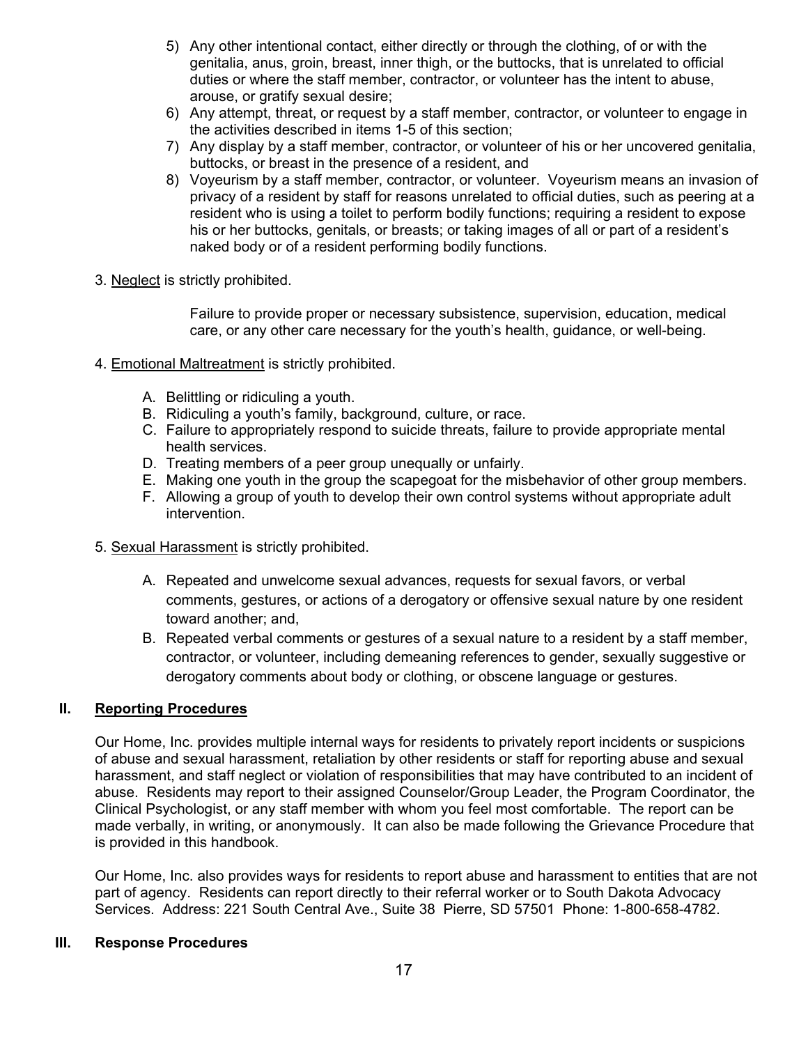5) Any other intentional contact, either directly or through the clothing, of or with the genitalia, anus, groin, breast, inner thigh, or the buttocks, that is unrelated to official duties or where the staff member, contractor, or volunteer has the intent to abuse, arouse, or gratify sexual desire;
6) Any attempt, threat, or request by a staff member, contractor, or volunteer to engage in the activities described in items 1-5 of this section;
7) Any display by a staff member, contractor, or volunteer of his or her uncovered genitalia, buttocks, or breast in the presence of a resident, and
8) Voyeurism by a staff member, contractor, or volunteer. Voyeurism means an invasion of privacy of a resident by staff for reasons unrelated to official duties, such as peering at a resident who is using a toilet to perform bodily functions; requiring a resident to expose his or her buttocks, genitals, or breasts; or taking images of all or part of a resident's naked body or of a resident performing bodily functions.

3. <u>Neglect</u> is strictly prohibited.

Failure to provide proper or necessary subsistence, supervision, education, medical care, or any other care necessary for the youth's health, guidance, or well-being.

4. <u>Emotional Maltreatment</u> is strictly prohibited.

A. Belittling or ridiculing a youth.
B. Ridiculing a youth's family, background, culture, or race.
C. Failure to appropriately respond to suicide threats, failure to provide appropriate mental health services.
D. Treating members of a peer group unequally or unfairly.
E. Making one youth in the group the scapegoat for the misbehavior of other group members.
F. Allowing a group of youth to develop their own control systems without appropriate adult intervention.

5. <u>Sexual Harassment</u> is strictly prohibited.

A. Repeated and unwelcome sexual advances, requests for sexual favors, or verbal comments, gestures, or actions of a derogatory or offensive sexual nature by one resident toward another; and,
B. Repeated verbal comments or gestures of a sexual nature to a resident by a staff member, contractor, or volunteer, including demeaning references to gender, sexually suggestive or derogatory comments about body or clothing, or obscene language or gestures.

## II. <u>Reporting Procedures</u>

Our Home, Inc. provides multiple internal ways for residents to privately report incidents or suspicions of abuse and sexual harassment, retaliation by other residents or staff for reporting abuse and sexual harassment, and staff neglect or violation of responsibilities that may have contributed to an incident of abuse. Residents may report to their assigned Counselor/Group Leader, the Program Coordinator, the Clinical Psychologist, or any staff member with whom you feel most comfortable. The report can be made verbally, in writing, or anonymously. It can also be made following the Grievance Procedure that is provided in this handbook.

Our Home, Inc. also provides ways for residents to report abuse and harassment to entities that are not part of agency. Residents can report directly to their referral worker or to South Dakota Advocacy Services. Address: 221 South Central Ave., Suite 38 Pierre, SD 57501 Phone: 1-800-658-4782.

## III. Response Procedures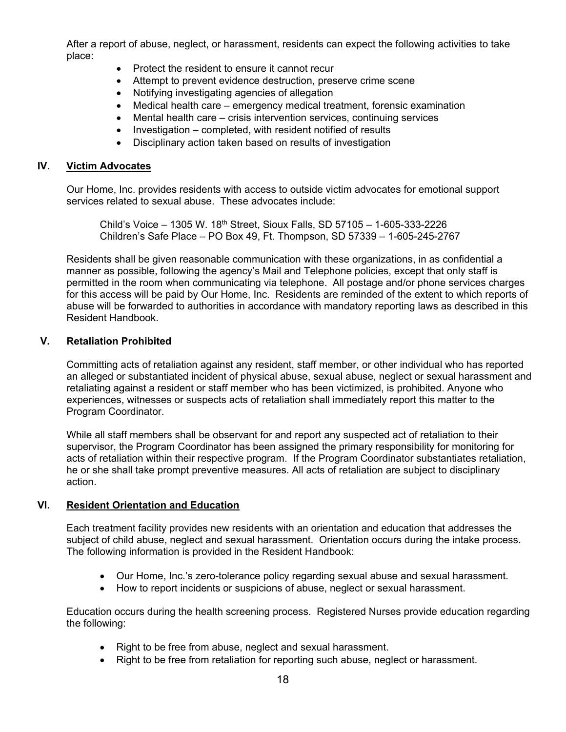After a report of abuse, neglect, or harassment, residents can expect the following activities to take place:

- Protect the resident to ensure it cannot recur
- Attempt to prevent evidence destruction, preserve crime scene
- Notifying investigating agencies of allegation
- Medical health care – emergency medical treatment, forensic examination
- Mental health care – crisis intervention services, continuing services
- Investigation – completed, with resident notified of results
- Disciplinary action taken based on results of investigation

## IV. Victim Advocates

Our Home, Inc. provides residents with access to outside victim advocates for emotional support services related to sexual abuse. These advocates include:

Child's Voice – 1305 W. 18th Street, Sioux Falls, SD 57105 – 1-605-333-2226
Children's Safe Place – PO Box 49, Ft. Thompson, SD 57339 – 1-605-245-2767

Residents shall be given reasonable communication with these organizations, in as confidential a manner as possible, following the agency's Mail and Telephone policies, except that only staff is permitted in the room when communicating via telephone. All postage and/or phone services charges for this access will be paid by Our Home, Inc. Residents are reminded of the extent to which reports of abuse will be forwarded to authorities in accordance with mandatory reporting laws as described in this Resident Handbook.

## V. Retaliation Prohibited

Committing acts of retaliation against any resident, staff member, or other individual who has reported an alleged or substantiated incident of physical abuse, sexual abuse, neglect or sexual harassment and retaliating against a resident or staff member who has been victimized, is prohibited. Anyone who experiences, witnesses or suspects acts of retaliation shall immediately report this matter to the Program Coordinator.

While all staff members shall be observant for and report any suspected act of retaliation to their supervisor, the Program Coordinator has been assigned the primary responsibility for monitoring for acts of retaliation within their respective program. If the Program Coordinator substantiates retaliation, he or she shall take prompt preventive measures. All acts of retaliation are subject to disciplinary action.

## VI. Resident Orientation and Education

Each treatment facility provides new residents with an orientation and education that addresses the subject of child abuse, neglect and sexual harassment. Orientation occurs during the intake process. The following information is provided in the Resident Handbook:

- Our Home, Inc.'s zero-tolerance policy regarding sexual abuse and sexual harassment.
- How to report incidents or suspicions of abuse, neglect or sexual harassment.

Education occurs during the health screening process. Registered Nurses provide education regarding the following:

- Right to be free from abuse, neglect and sexual harassment.
- Right to be free from retaliation for reporting such abuse, neglect or harassment.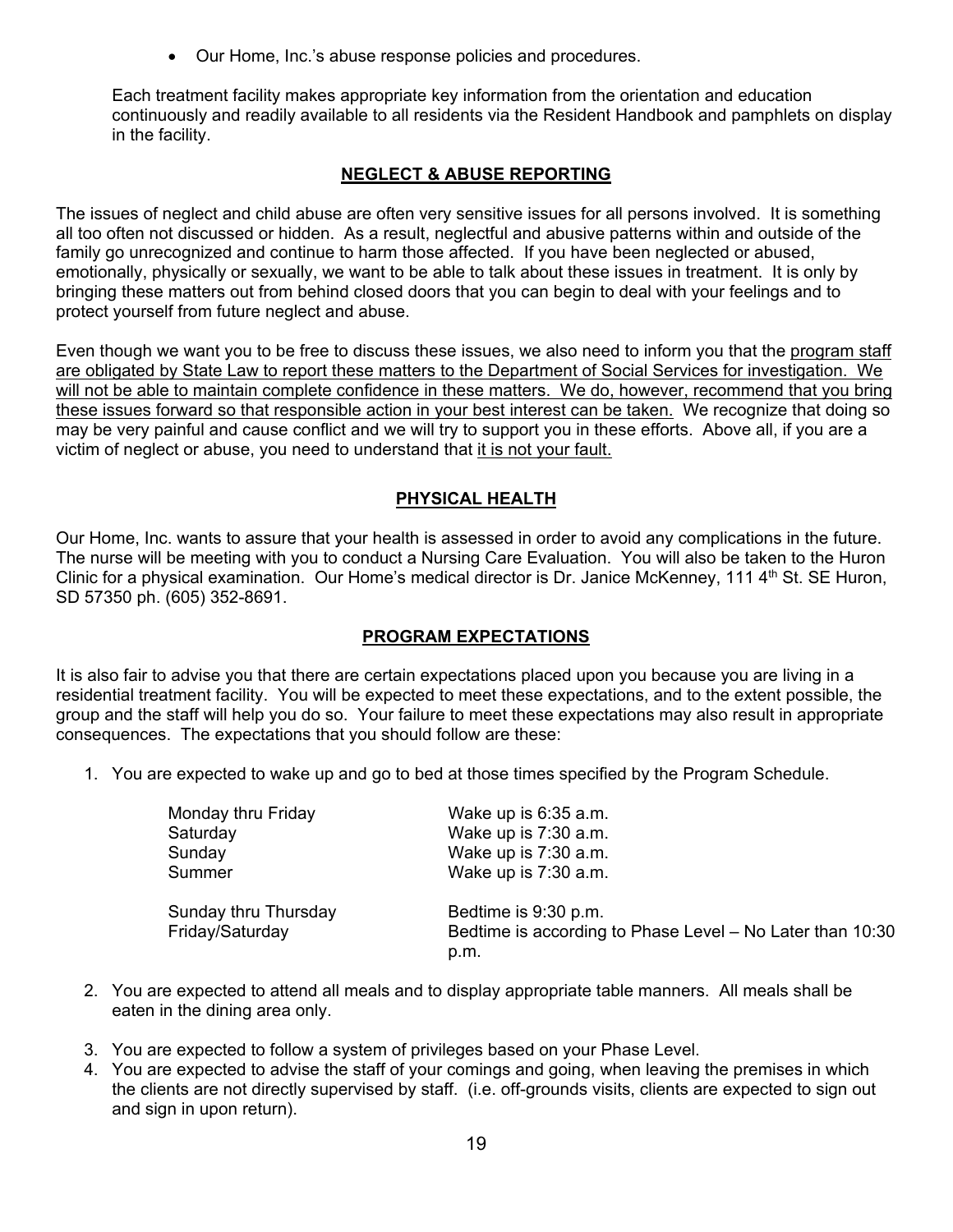- Our Home, Inc.'s abuse response policies and procedures.

Each treatment facility makes appropriate key information from the orientation and education continuously and readily available to all residents via the Resident Handbook and pamphlets on display in the facility.

## NEGLECT & ABUSE REPORTING

The issues of neglect and child abuse are often very sensitive issues for all persons involved. It is something all too often not discussed or hidden. As a result, neglectful and abusive patterns within and outside of the family go unrecognized and continue to harm those affected. If you have been neglected or abused, emotionally, physically or sexually, we want to be able to talk about these issues in treatment. It is only by bringing these matters out from behind closed doors that you can begin to deal with your feelings and to protect yourself from future neglect and abuse.

Even though we want you to be free to discuss these issues, we also need to inform you that the program staff are obligated by State Law to report these matters to the Department of Social Services for investigation. We will not be able to maintain complete confidence in these matters. We do, however, recommend that you bring these issues forward so that responsible action in your best interest can be taken. We recognize that doing so may be very painful and cause conflict and we will try to support you in these efforts. Above all, if you are a victim of neglect or abuse, you need to understand that it is not your fault.

## PHYSICAL HEALTH

Our Home, Inc. wants to assure that your health is assessed in order to avoid any complications in the future. The nurse will be meeting with you to conduct a Nursing Care Evaluation. You will also be taken to the Huron Clinic for a physical examination. Our Home's medical director is Dr. Janice McKenney, 111 4th St. SE Huron, SD 57350 ph. (605) 352-8691.

## PROGRAM EXPECTATIONS

It is also fair to advise you that there are certain expectations placed upon you because you are living in a residential treatment facility. You will be expected to meet these expectations, and to the extent possible, the group and the staff will help you do so. Your failure to meet these expectations may also result in appropriate consequences. The expectations that you should follow are these:

1. You are expected to wake up and go to bed at those times specified by the Program Schedule.

   | | |
   |---|---|
   | Monday thru Friday | Wake up is 6:35 a.m. |
   | Saturday | Wake up is 7:30 a.m. |
   | Sunday | Wake up is 7:30 a.m. |
   | Summer | Wake up is 7:30 a.m. |
   | Sunday thru Thursday | Bedtime is 9:30 p.m. |
   | Friday/Saturday | Bedtime is according to Phase Level – No Later than 10:30 p.m. |

2. You are expected to attend all meals and to display appropriate table manners. All meals shall be eaten in the dining area only.

3. You are expected to follow a system of privileges based on your Phase Level.
4. You are expected to advise the staff of your comings and going, when leaving the premises in which the clients are not directly supervised by staff. (i.e. off-grounds visits, clients are expected to sign out and sign in upon return).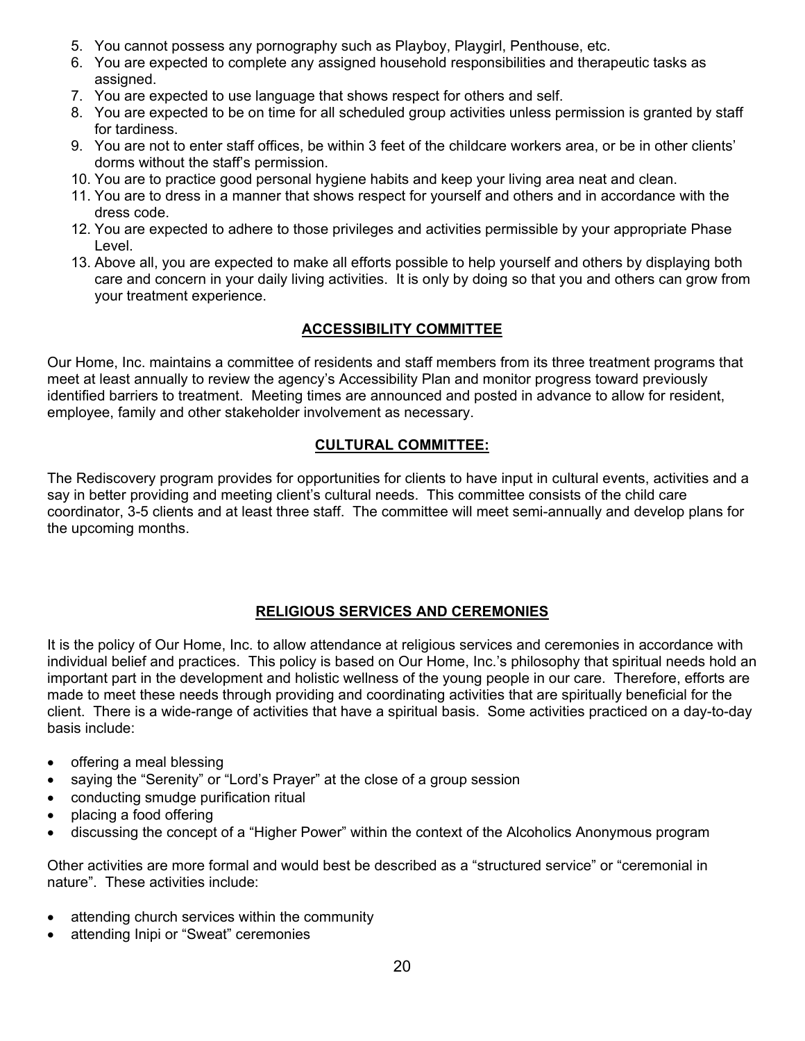5. You cannot possess any pornography such as Playboy, Playgirl, Penthouse, etc.
6. You are expected to complete any assigned household responsibilities and therapeutic tasks as assigned.
7. You are expected to use language that shows respect for others and self.
8. You are expected to be on time for all scheduled group activities unless permission is granted by staff for tardiness.
9. You are not to enter staff offices, be within 3 feet of the childcare workers area, or be in other clients' dorms without the staff's permission.
10. You are to practice good personal hygiene habits and keep your living area neat and clean.
11. You are to dress in a manner that shows respect for yourself and others and in accordance with the dress code.
12. You are expected to adhere to those privileges and activities permissible by your appropriate Phase Level.
13. Above all, you are expected to make all efforts possible to help yourself and others by displaying both care and concern in your daily living activities. It is only by doing so that you and others can grow from your treatment experience.

## ACCESSIBILITY COMMITTEE

Our Home, Inc. maintains a committee of residents and staff members from its three treatment programs that meet at least annually to review the agency's Accessibility Plan and monitor progress toward previously identified barriers to treatment. Meeting times are announced and posted in advance to allow for resident, employee, family and other stakeholder involvement as necessary.

## CULTURAL COMMITTEE:

The Rediscovery program provides for opportunities for clients to have input in cultural events, activities and a say in better providing and meeting client's cultural needs. This committee consists of the child care coordinator, 3-5 clients and at least three staff. The committee will meet semi-annually and develop plans for the upcoming months.

## RELIGIOUS SERVICES AND CEREMONIES

It is the policy of Our Home, Inc. to allow attendance at religious services and ceremonies in accordance with individual belief and practices. This policy is based on Our Home, Inc.'s philosophy that spiritual needs hold an important part in the development and holistic wellness of the young people in our care. Therefore, efforts are made to meet these needs through providing and coordinating activities that are spiritually beneficial for the client. There is a wide-range of activities that have a spiritual basis. Some activities practiced on a day-to-day basis include:

- offering a meal blessing
- saying the "Serenity" or "Lord's Prayer" at the close of a group session
- conducting smudge purification ritual
- placing a food offering
- discussing the concept of a "Higher Power" within the context of the Alcoholics Anonymous program

Other activities are more formal and would best be described as a "structured service" or "ceremonial in nature". These activities include:

- attending church services within the community
- attending Inipi or "Sweat" ceremonies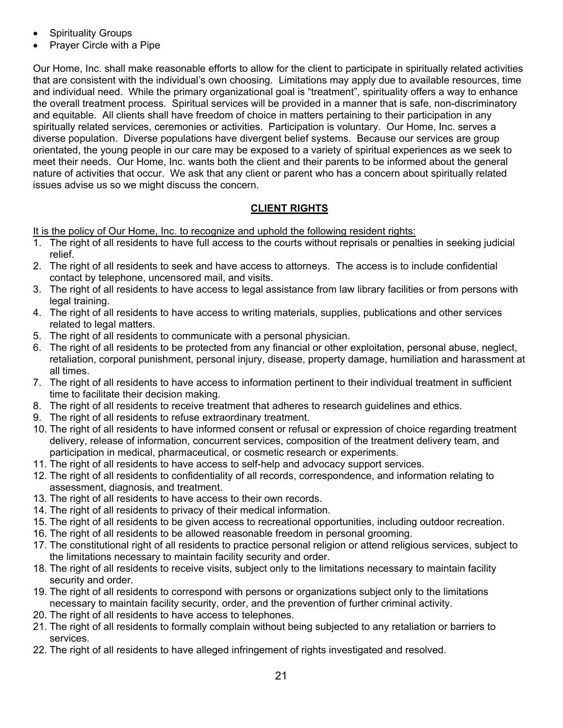- Spirituality Groups
- Prayer Circle with a Pipe

Our Home, Inc. shall make reasonable efforts to allow for the client to participate in spiritually related activities that are consistent with the individual's own choosing. Limitations may apply due to available resources, time and individual need. While the primary organizational goal is "treatment", spirituality offers a way to enhance the overall treatment process. Spiritual services will be provided in a manner that is safe, non-discriminatory and equitable. All clients shall have freedom of choice in matters pertaining to their participation in any spiritually related services, ceremonies or activities. Participation is voluntary. Our Home, Inc. serves a diverse population. Diverse populations have divergent belief systems. Because our services are group orientated, the young people in our care may be exposed to a variety of spiritual experiences as we seek to meet their needs. Our Home, Inc. wants both the client and their parents to be informed about the general nature of activities that occur. We ask that any client or parent who has a concern about spiritually related issues advise us so we might discuss the concern.

## CLIENT RIGHTS

It is the policy of Our Home, Inc. to recognize and uphold the following resident rights:

1. The right of all residents to have full access to the courts without reprisals or penalties in seeking judicial relief.
2. The right of all residents to seek and have access to attorneys. The access is to include confidential contact by telephone, uncensored mail, and visits.
3. The right of all residents to have access to legal assistance from law library facilities or from persons with legal training.
4. The right of all residents to have access to writing materials, supplies, publications and other services related to legal matters.
5. The right of all residents to communicate with a personal physician.
6. The right of all residents to be protected from any financial or other exploitation, personal abuse, neglect, retaliation, corporal punishment, personal injury, disease, property damage, humiliation and harassment at all times.
7. The right of all residents to have access to information pertinent to their individual treatment in sufficient time to facilitate their decision making.
8. The right of all residents to receive treatment that adheres to research guidelines and ethics.
9. The right of all residents to refuse extraordinary treatment.
10. The right of all residents to have informed consent or refusal or expression of choice regarding treatment delivery, release of information, concurrent services, composition of the treatment delivery team, and participation in medical, pharmaceutical, or cosmetic research or experiments.
11. The right of all residents to have access to self-help and advocacy support services.
12. The right of all residents to confidentiality of all records, correspondence, and information relating to assessment, diagnosis, and treatment.
13. The right of all residents to have access to their own records.
14. The right of all residents to privacy of their medical information.
15. The right of all residents to be given access to recreational opportunities, including outdoor recreation.
16. The right of all residents to be allowed reasonable freedom in personal grooming.
17. The constitutional right of all residents to practice personal religion or attend religious services, subject to the limitations necessary to maintain facility security and order.
18. The right of all residents to receive visits, subject only to the limitations necessary to maintain facility security and order.
19. The right of all residents to correspond with persons or organizations subject only to the limitations necessary to maintain facility security, order, and the prevention of further criminal activity.
20. The right of all residents to have access to telephones.
21. The right of all residents to formally complain without being subjected to any retaliation or barriers to services.
22. The right of all residents to have alleged infringement of rights investigated and resolved.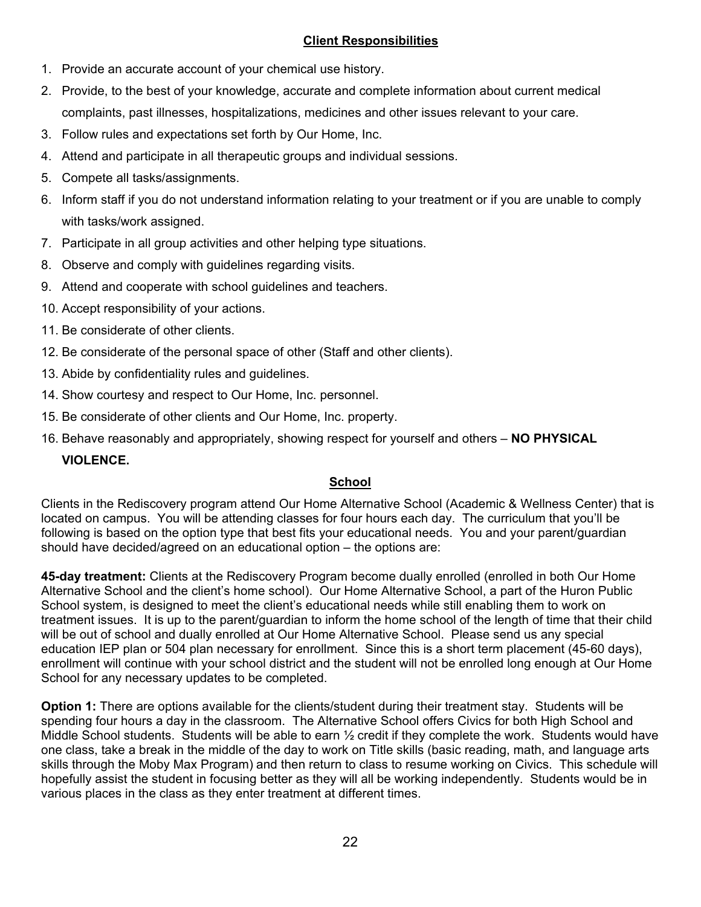## Client Responsibilities

1. Provide an accurate account of your chemical use history.
2. Provide, to the best of your knowledge, accurate and complete information about current medical complaints, past illnesses, hospitalizations, medicines and other issues relevant to your care.
3. Follow rules and expectations set forth by Our Home, Inc.
4. Attend and participate in all therapeutic groups and individual sessions.
5. Compete all tasks/assignments.
6. Inform staff if you do not understand information relating to your treatment or if you are unable to comply with tasks/work assigned.
7. Participate in all group activities and other helping type situations.
8. Observe and comply with guidelines regarding visits.
9. Attend and cooperate with school guidelines and teachers.
10. Accept responsibility of your actions.
11. Be considerate of other clients.
12. Be considerate of the personal space of other (Staff and other clients).
13. Abide by confidentiality rules and guidelines.
14. Show courtesy and respect to Our Home, Inc. personnel.
15. Be considerate of other clients and Our Home, Inc. property.
16. Behave reasonably and appropriately, showing respect for yourself and others – **NO PHYSICAL VIOLENCE.**

## School

Clients in the Rediscovery program attend Our Home Alternative School (Academic & Wellness Center) that is located on campus. You will be attending classes for four hours each day. The curriculum that you'll be following is based on the option type that best fits your educational needs. You and your parent/guardian should have decided/agreed on an educational option – the options are:

**45-day treatment:** Clients at the Rediscovery Program become dually enrolled (enrolled in both Our Home Alternative School and the client's home school). Our Home Alternative School, a part of the Huron Public School system, is designed to meet the client's educational needs while still enabling them to work on treatment issues. It is up to the parent/guardian to inform the home school of the length of time that their child will be out of school and dually enrolled at Our Home Alternative School. Please send us any special education IEP plan or 504 plan necessary for enrollment. Since this is a short term placement (45-60 days), enrollment will continue with your school district and the student will not be enrolled long enough at Our Home School for any necessary updates to be completed.

**Option 1:** There are options available for the clients/student during their treatment stay. Students will be spending four hours a day in the classroom. The Alternative School offers Civics for both High School and Middle School students. Students will be able to earn ½ credit if they complete the work. Students would have one class, take a break in the middle of the day to work on Title skills (basic reading, math, and language arts skills through the Moby Max Program) and then return to class to resume working on Civics. This schedule will hopefully assist the student in focusing better as they will all be working independently. Students would be in various places in the class as they enter treatment at different times.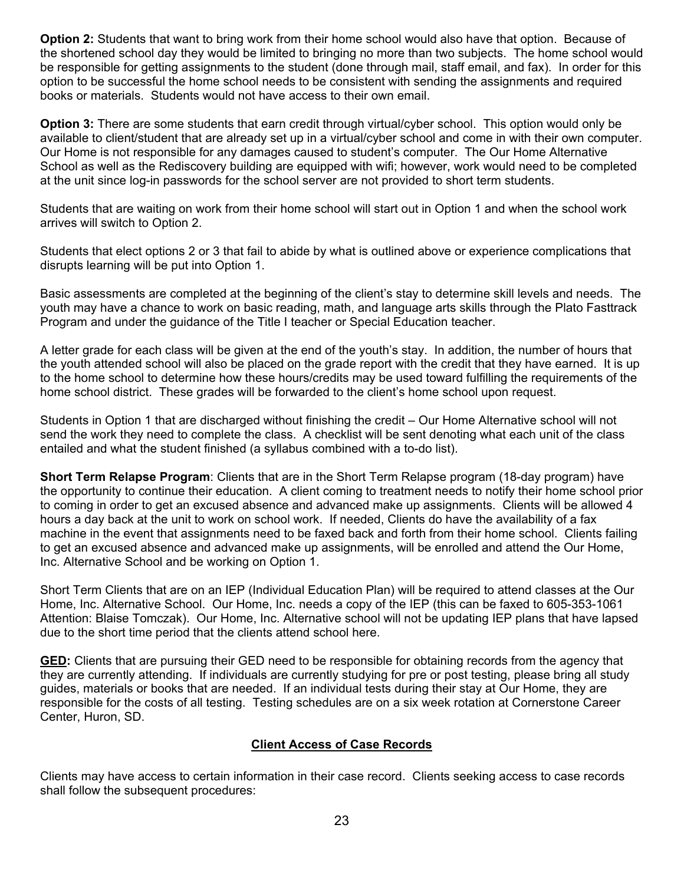**Option 2:** Students that want to bring work from their home school would also have that option. Because of the shortened school day they would be limited to bringing no more than two subjects. The home school would be responsible for getting assignments to the student (done through mail, staff email, and fax). In order for this option to be successful the home school needs to be consistent with sending the assignments and required books or materials. Students would not have access to their own email.

**Option 3:** There are some students that earn credit through virtual/cyber school. This option would only be available to client/student that are already set up in a virtual/cyber school and come in with their own computer. Our Home is not responsible for any damages caused to student's computer. The Our Home Alternative School as well as the Rediscovery building are equipped with wifi; however, work would need to be completed at the unit since log-in passwords for the school server are not provided to short term students.

Students that are waiting on work from their home school will start out in Option 1 and when the school work arrives will switch to Option 2.

Students that elect options 2 or 3 that fail to abide by what is outlined above or experience complications that disrupts learning will be put into Option 1.

Basic assessments are completed at the beginning of the client's stay to determine skill levels and needs. The youth may have a chance to work on basic reading, math, and language arts skills through the Plato Fasttrack Program and under the guidance of the Title I teacher or Special Education teacher.

A letter grade for each class will be given at the end of the youth's stay. In addition, the number of hours that the youth attended school will also be placed on the grade report with the credit that they have earned. It is up to the home school to determine how these hours/credits may be used toward fulfilling the requirements of the home school district. These grades will be forwarded to the client's home school upon request.

Students in Option 1 that are discharged without finishing the credit – Our Home Alternative school will not send the work they need to complete the class. A checklist will be sent denoting what each unit of the class entailed and what the student finished (a syllabus combined with a to-do list).

**Short Term Relapse Program**: Clients that are in the Short Term Relapse program (18-day program) have the opportunity to continue their education. A client coming to treatment needs to notify their home school prior to coming in order to get an excused absence and advanced make up assignments. Clients will be allowed 4 hours a day back at the unit to work on school work. If needed, Clients do have the availability of a fax machine in the event that assignments need to be faxed back and forth from their home school. Clients failing to get an excused absence and advanced make up assignments, will be enrolled and attend the Our Home, Inc. Alternative School and be working on Option 1.

Short Term Clients that are on an IEP (Individual Education Plan) will be required to attend classes at the Our Home, Inc. Alternative School. Our Home, Inc. needs a copy of the IEP (this can be faxed to 605-353-1061 Attention: Blaise Tomczak). Our Home, Inc. Alternative school will not be updating IEP plans that have lapsed due to the short time period that the clients attend school here.

**GED:** Clients that are pursuing their GED need to be responsible for obtaining records from the agency that they are currently attending. If individuals are currently studying for pre or post testing, please bring all study guides, materials or books that are needed. If an individual tests during their stay at Our Home, they are responsible for the costs of all testing. Testing schedules are on a six week rotation at Cornerstone Career Center, Huron, SD.

## Client Access of Case Records

Clients may have access to certain information in their case record. Clients seeking access to case records shall follow the subsequent procedures: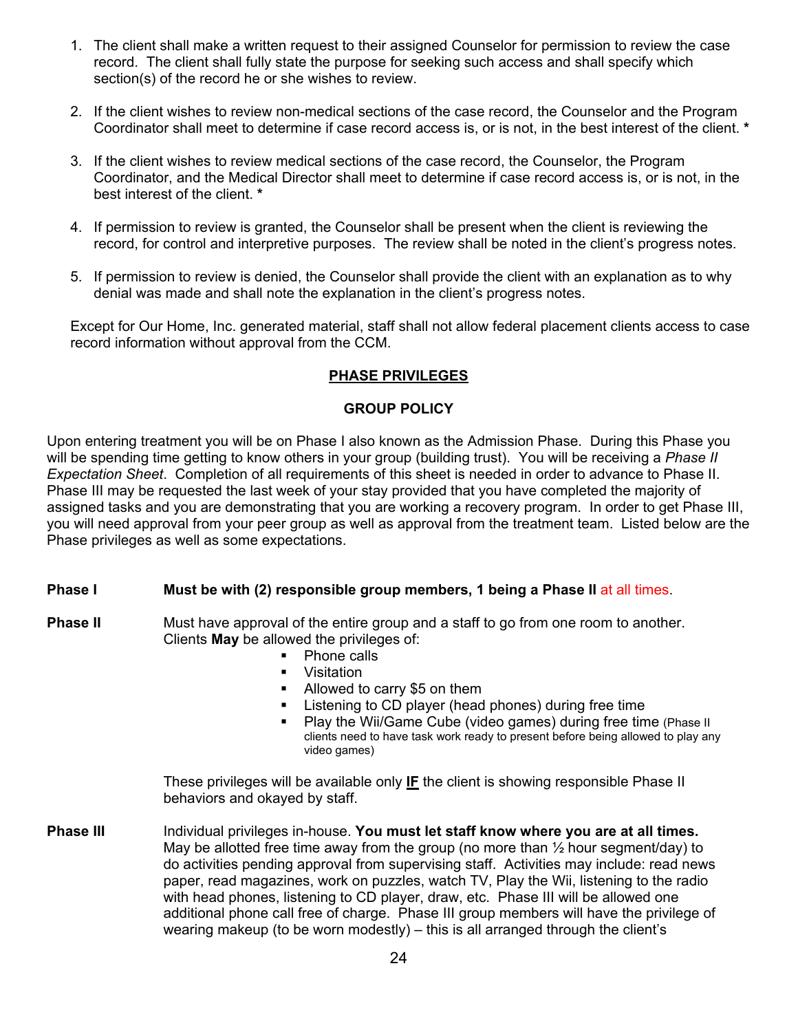1. The client shall make a written request to their assigned Counselor for permission to review the case record. The client shall fully state the purpose for seeking such access and shall specify which section(s) of the record he or she wishes to review.

2. If the client wishes to review non-medical sections of the case record, the Counselor and the Program Coordinator shall meet to determine if case record access is, or is not, in the best interest of the client. *

3. If the client wishes to review medical sections of the case record, the Counselor, the Program Coordinator, and the Medical Director shall meet to determine if case record access is, or is not, in the best interest of the client. *

4. If permission to review is granted, the Counselor shall be present when the client is reviewing the record, for control and interpretive purposes. The review shall be noted in the client's progress notes.

5. If permission to review is denied, the Counselor shall provide the client with an explanation as to why denial was made and shall note the explanation in the client's progress notes.

Except for Our Home, Inc. generated material, staff shall not allow federal placement clients access to case record information without approval from the CCM.

## PHASE PRIVILEGES

### GROUP POLICY

Upon entering treatment you will be on Phase I also known as the Admission Phase. During this Phase you will be spending time getting to know others in your group (building trust). You will be receiving a *Phase II Expectation Sheet*. Completion of all requirements of this sheet is needed in order to advance to Phase II. Phase III may be requested the last week of your stay provided that you have completed the majority of assigned tasks and you are demonstrating that you are working a recovery program. In order to get Phase III, you will need approval from your peer group as well as approval from the treatment team. Listed below are the Phase privileges as well as some expectations.

**Phase I** — **Must be with (2) responsible group members, 1 being a Phase II** at all times.

**Phase II** — Must have approval of the entire group and a staff to go from one room to another. Clients **May** be allowed the privileges of:

- Phone calls
- Visitation
- Allowed to carry $5 on them
- Listening to CD player (head phones) during free time
- Play the Wii/Game Cube (video games) during free time (Phase II clients need to have task work ready to present before being allowed to play any video games)

These privileges will be available only **IF** the client is showing responsible Phase II behaviors and okayed by staff.

**Phase III** — Individual privileges in-house. **You must let staff know where you are at all times.** May be allotted free time away from the group (no more than ½ hour segment/day) to do activities pending approval from supervising staff. Activities may include: read news paper, read magazines, work on puzzles, watch TV, Play the Wii, listening to the radio with head phones, listening to CD player, draw, etc. Phase III will be allowed one additional phone call free of charge. Phase III group members will have the privilege of wearing makeup (to be worn modestly) – this is all arranged through the client's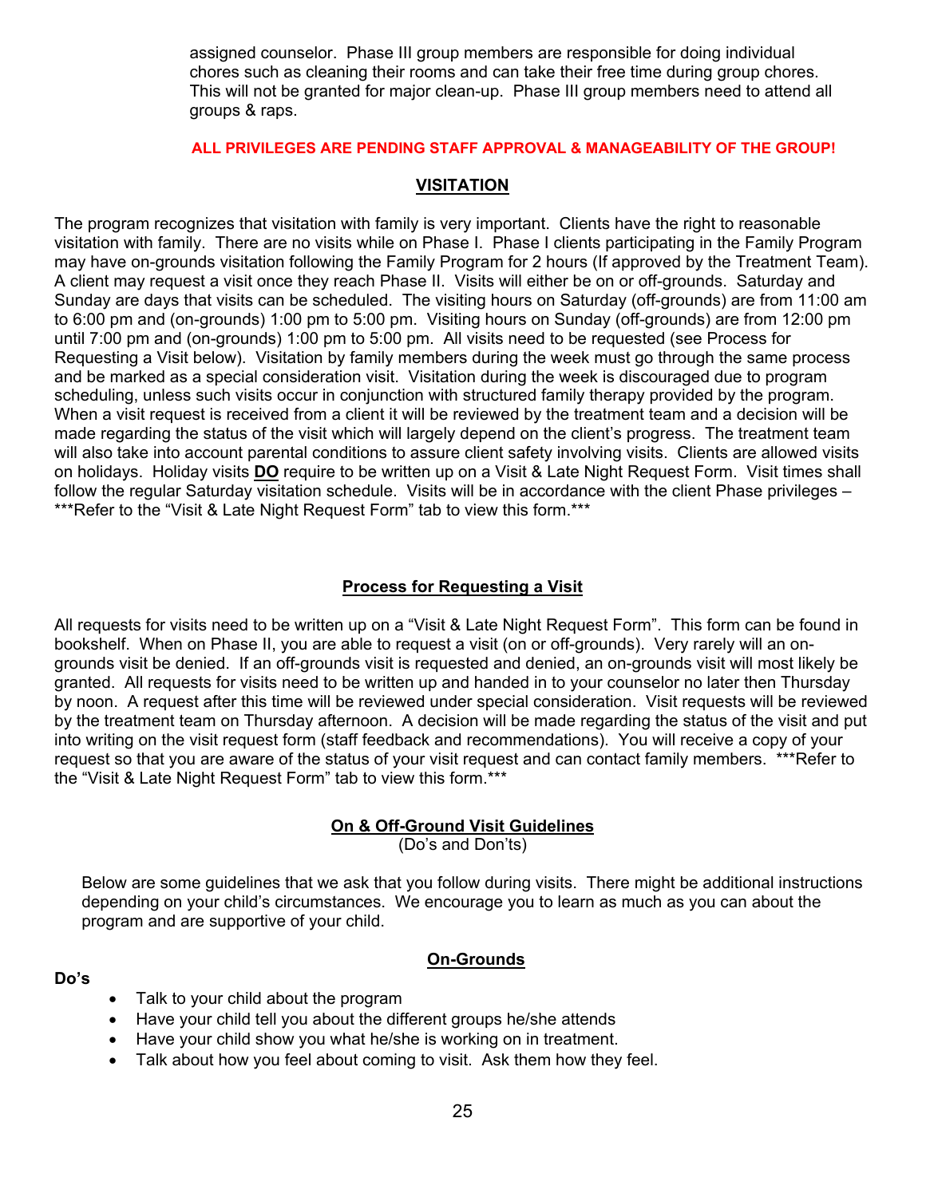assigned counselor. Phase III group members are responsible for doing individual chores such as cleaning their rooms and can take their free time during group chores. This will not be granted for major clean-up. Phase III group members need to attend all groups & raps.

**ALL PRIVILEGES ARE PENDING STAFF APPROVAL & MANAGEABILITY OF THE GROUP!**

## VISITATION

The program recognizes that visitation with family is very important. Clients have the right to reasonable visitation with family. There are no visits while on Phase I. Phase I clients participating in the Family Program may have on-grounds visitation following the Family Program for 2 hours (If approved by the Treatment Team). A client may request a visit once they reach Phase II. Visits will either be on or off-grounds. Saturday and Sunday are days that visits can be scheduled. The visiting hours on Saturday (off-grounds) are from 11:00 am to 6:00 pm and (on-grounds) 1:00 pm to 5:00 pm. Visiting hours on Sunday (off-grounds) are from 12:00 pm until 7:00 pm and (on-grounds) 1:00 pm to 5:00 pm. All visits need to be requested (see Process for Requesting a Visit below). Visitation by family members during the week must go through the same process and be marked as a special consideration visit. Visitation during the week is discouraged due to program scheduling, unless such visits occur in conjunction with structured family therapy provided by the program. When a visit request is received from a client it will be reviewed by the treatment team and a decision will be made regarding the status of the visit which will largely depend on the client's progress. The treatment team will also take into account parental conditions to assure client safety involving visits. Clients are allowed visits on holidays. Holiday visits **DO** require to be written up on a Visit & Late Night Request Form. Visit times shall follow the regular Saturday visitation schedule. Visits will be in accordance with the client Phase privileges – ***Refer to the "Visit & Late Night Request Form" tab to view this form.***

## Process for Requesting a Visit

All requests for visits need to be written up on a "Visit & Late Night Request Form". This form can be found in bookshelf. When on Phase II, you are able to request a visit (on or off-grounds). Very rarely will an on-grounds visit be denied. If an off-grounds visit is requested and denied, an on-grounds visit will most likely be granted. All requests for visits need to be written up and handed in to your counselor no later then Thursday by noon. A request after this time will be reviewed under special consideration. Visit requests will be reviewed by the treatment team on Thursday afternoon. A decision will be made regarding the status of the visit and put into writing on the visit request form (staff feedback and recommendations). You will receive a copy of your request so that you are aware of the status of your visit request and can contact family members. ***Refer to the "Visit & Late Night Request Form" tab to view this form.***

## On & Off-Ground Visit Guidelines

(Do's and Don'ts)

Below are some guidelines that we ask that you follow during visits. There might be additional instructions depending on your child's circumstances. We encourage you to learn as much as you can about the program and are supportive of your child.

### On-Grounds

**Do's**

- Talk to your child about the program
- Have your child tell you about the different groups he/she attends
- Have your child show you what he/she is working on in treatment.
- Talk about how you feel about coming to visit. Ask them how they feel.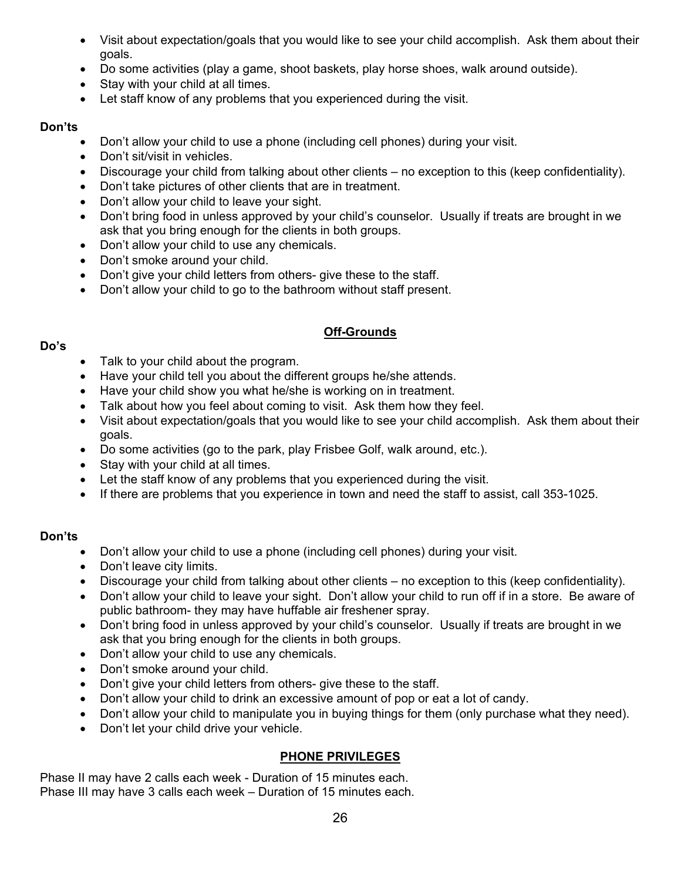- Visit about expectation/goals that you would like to see your child accomplish. Ask them about their goals.
- Do some activities (play a game, shoot baskets, play horse shoes, walk around outside).
- Stay with your child at all times.
- Let staff know of any problems that you experienced during the visit.

**Don'ts**

- Don't allow your child to use a phone (including cell phones) during your visit.
- Don't sit/visit in vehicles.
- Discourage your child from talking about other clients – no exception to this (keep confidentiality).
- Don't take pictures of other clients that are in treatment.
- Don't allow your child to leave your sight.
- Don't bring food in unless approved by your child's counselor. Usually if treats are brought in we ask that you bring enough for the clients in both groups.
- Don't allow your child to use any chemicals.
- Don't smoke around your child.
- Don't give your child letters from others- give these to the staff.
- Don't allow your child to go to the bathroom without staff present.

## Off-Grounds

**Do's**

- Talk to your child about the program.
- Have your child tell you about the different groups he/she attends.
- Have your child show you what he/she is working on in treatment.
- Talk about how you feel about coming to visit. Ask them how they feel.
- Visit about expectation/goals that you would like to see your child accomplish. Ask them about their goals.
- Do some activities (go to the park, play Frisbee Golf, walk around, etc.).
- Stay with your child at all times.
- Let the staff know of any problems that you experienced during the visit.
- If there are problems that you experience in town and need the staff to assist, call 353-1025.

**Don'ts**

- Don't allow your child to use a phone (including cell phones) during your visit.
- Don't leave city limits.
- Discourage your child from talking about other clients – no exception to this (keep confidentiality).
- Don't allow your child to leave your sight. Don't allow your child to run off if in a store. Be aware of public bathroom- they may have huffable air freshener spray.
- Don't bring food in unless approved by your child's counselor. Usually if treats are brought in we ask that you bring enough for the clients in both groups.
- Don't allow your child to use any chemicals.
- Don't smoke around your child.
- Don't give your child letters from others- give these to the staff.
- Don't allow your child to drink an excessive amount of pop or eat a lot of candy.
- Don't allow your child to manipulate you in buying things for them (only purchase what they need).
- Don't let your child drive your vehicle.

## PHONE PRIVILEGES

Phase II may have 2 calls each week - Duration of 15 minutes each.
Phase III may have 3 calls each week – Duration of 15 minutes each.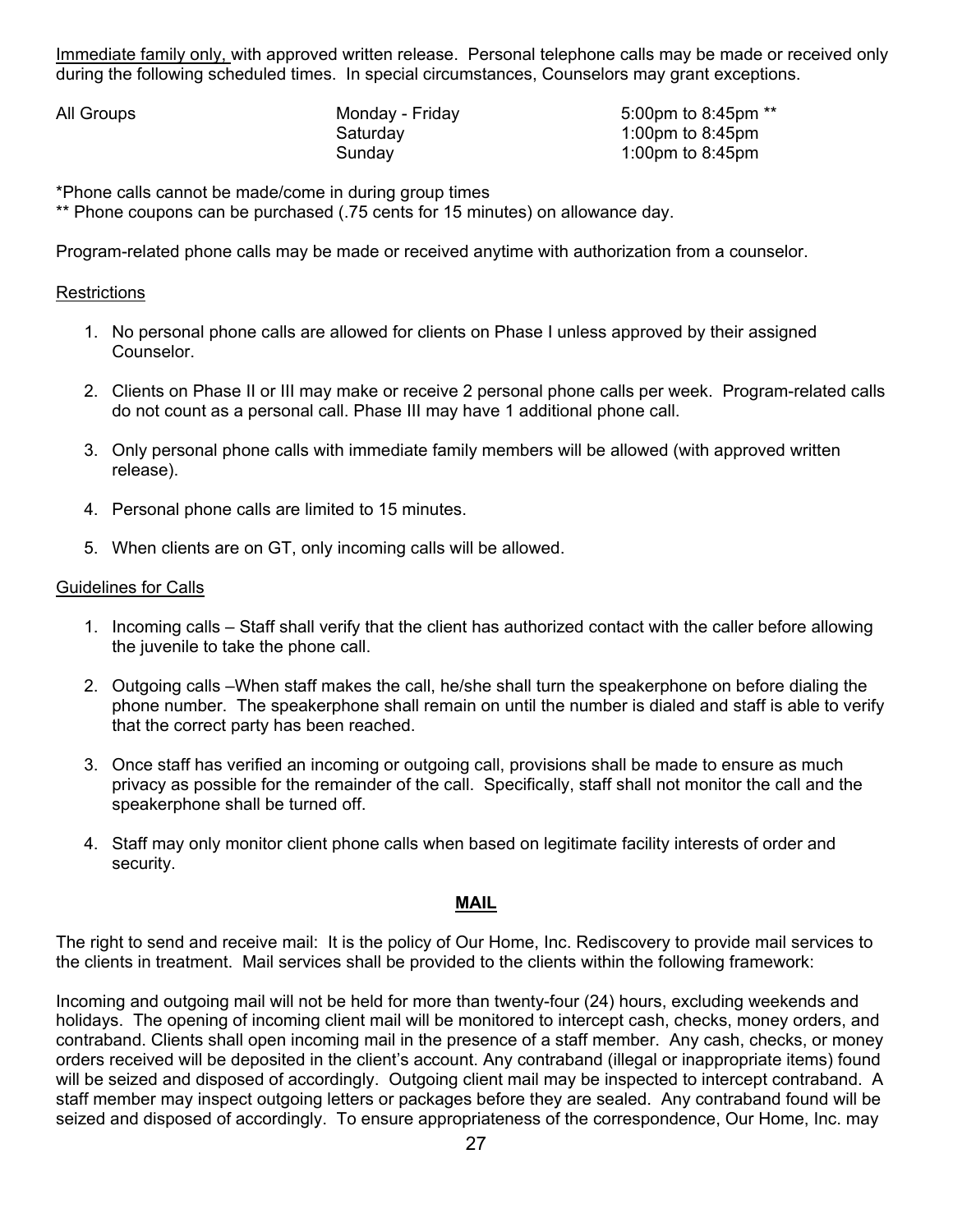<u>Immediate family only,</u> with approved written release. Personal telephone calls may be made or received only during the following scheduled times. In special circumstances, Counselors may grant exceptions.

| All Groups | Monday - Friday | 5:00pm to 8:45pm ** |
|---|---|---|
| | Saturday | 1:00pm to 8:45pm |
| | Sunday | 1:00pm to 8:45pm |

*Phone calls cannot be made/come in during group times
** Phone coupons can be purchased (.75 cents for 15 minutes) on allowance day.

Program-related phone calls may be made or received anytime with authorization from a counselor.

<u>Restrictions</u>

1. No personal phone calls are allowed for clients on Phase I unless approved by their assigned Counselor.
2. Clients on Phase II or III may make or receive 2 personal phone calls per week. Program-related calls do not count as a personal call. Phase III may have 1 additional phone call.
3. Only personal phone calls with immediate family members will be allowed (with approved written release).
4. Personal phone calls are limited to 15 minutes.
5. When clients are on GT, only incoming calls will be allowed.

<u>Guidelines for Calls</u>

1. Incoming calls – Staff shall verify that the client has authorized contact with the caller before allowing the juvenile to take the phone call.
2. Outgoing calls –When staff makes the call, he/she shall turn the speakerphone on before dialing the phone number. The speakerphone shall remain on until the number is dialed and staff is able to verify that the correct party has been reached.
3. Once staff has verified an incoming or outgoing call, provisions shall be made to ensure as much privacy as possible for the remainder of the call. Specifically, staff shall not monitor the call and the speakerphone shall be turned off.
4. Staff may only monitor client phone calls when based on legitimate facility interests of order and security.

## MAIL

The right to send and receive mail: It is the policy of Our Home, Inc. Rediscovery to provide mail services to the clients in treatment. Mail services shall be provided to the clients within the following framework:

Incoming and outgoing mail will not be held for more than twenty-four (24) hours, excluding weekends and holidays. The opening of incoming client mail will be monitored to intercept cash, checks, money orders, and contraband. Clients shall open incoming mail in the presence of a staff member. Any cash, checks, or money orders received will be deposited in the client's account. Any contraband (illegal or inappropriate items) found will be seized and disposed of accordingly. Outgoing client mail may be inspected to intercept contraband. A staff member may inspect outgoing letters or packages before they are sealed. Any contraband found will be seized and disposed of accordingly. To ensure appropriateness of the correspondence, Our Home, Inc. may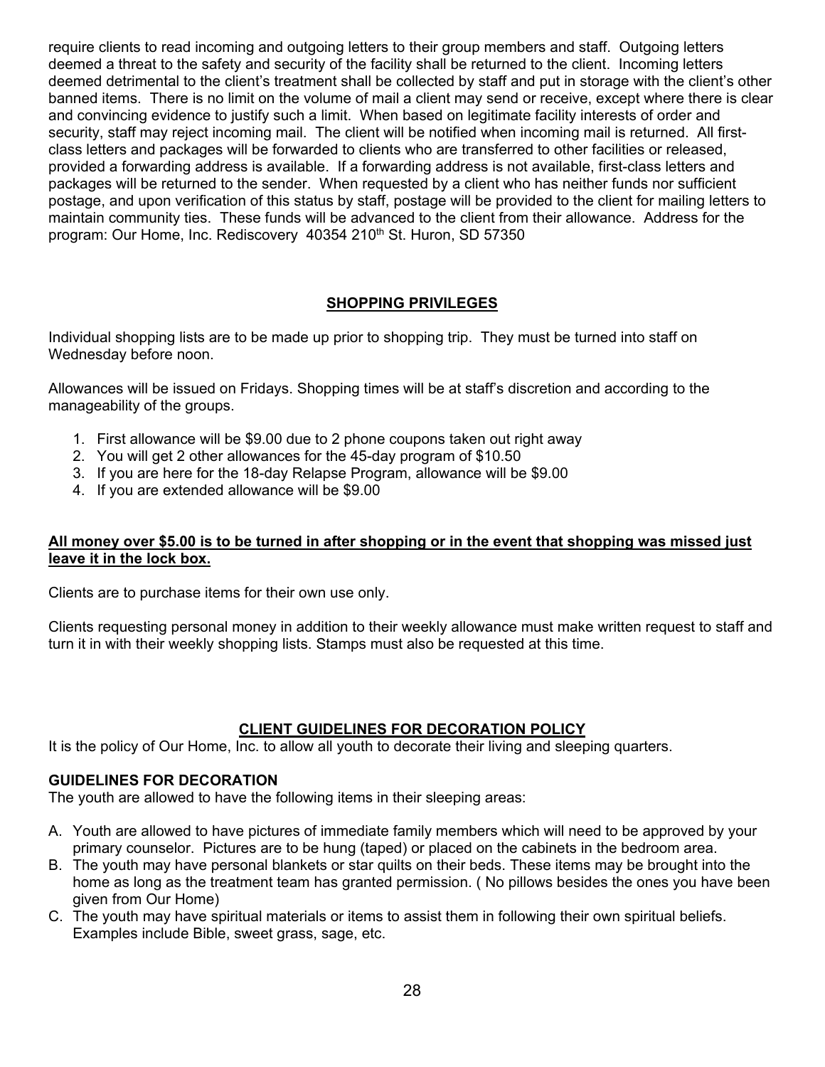require clients to read incoming and outgoing letters to their group members and staff. Outgoing letters deemed a threat to the safety and security of the facility shall be returned to the client. Incoming letters deemed detrimental to the client's treatment shall be collected by staff and put in storage with the client's other banned items. There is no limit on the volume of mail a client may send or receive, except where there is clear and convincing evidence to justify such a limit. When based on legitimate facility interests of order and security, staff may reject incoming mail. The client will be notified when incoming mail is returned. All first-class letters and packages will be forwarded to clients who are transferred to other facilities or released, provided a forwarding address is available. If a forwarding address is not available, first-class letters and packages will be returned to the sender. When requested by a client who has neither funds nor sufficient postage, and upon verification of this status by staff, postage will be provided to the client for mailing letters to maintain community ties. These funds will be advanced to the client from their allowance. Address for the program: Our Home, Inc. Rediscovery 40354 210th St. Huron, SD 57350

## SHOPPING PRIVILEGES

Individual shopping lists are to be made up prior to shopping trip. They must be turned into staff on Wednesday before noon.

Allowances will be issued on Fridays. Shopping times will be at staff's discretion and according to the manageability of the groups.

1. First allowance will be $9.00 due to 2 phone coupons taken out right away
2. You will get 2 other allowances for the 45-day program of $10.50
3. If you are here for the 18-day Relapse Program, allowance will be $9.00
4. If you are extended allowance will be $9.00

**All money over $5.00 is to be turned in after shopping or in the event that shopping was missed just leave it in the lock box.**

Clients are to purchase items for their own use only.

Clients requesting personal money in addition to their weekly allowance must make written request to staff and turn it in with their weekly shopping lists. Stamps must also be requested at this time.

## CLIENT GUIDELINES FOR DECORATION POLICY

It is the policy of Our Home, Inc. to allow all youth to decorate their living and sleeping quarters.

### GUIDELINES FOR DECORATION

The youth are allowed to have the following items in their sleeping areas:

A. Youth are allowed to have pictures of immediate family members which will need to be approved by your primary counselor. Pictures are to be hung (taped) or placed on the cabinets in the bedroom area.
B. The youth may have personal blankets or star quilts on their beds. These items may be brought into the home as long as the treatment team has granted permission. ( No pillows besides the ones you have been given from Our Home)
C. The youth may have spiritual materials or items to assist them in following their own spiritual beliefs. Examples include Bible, sweet grass, sage, etc.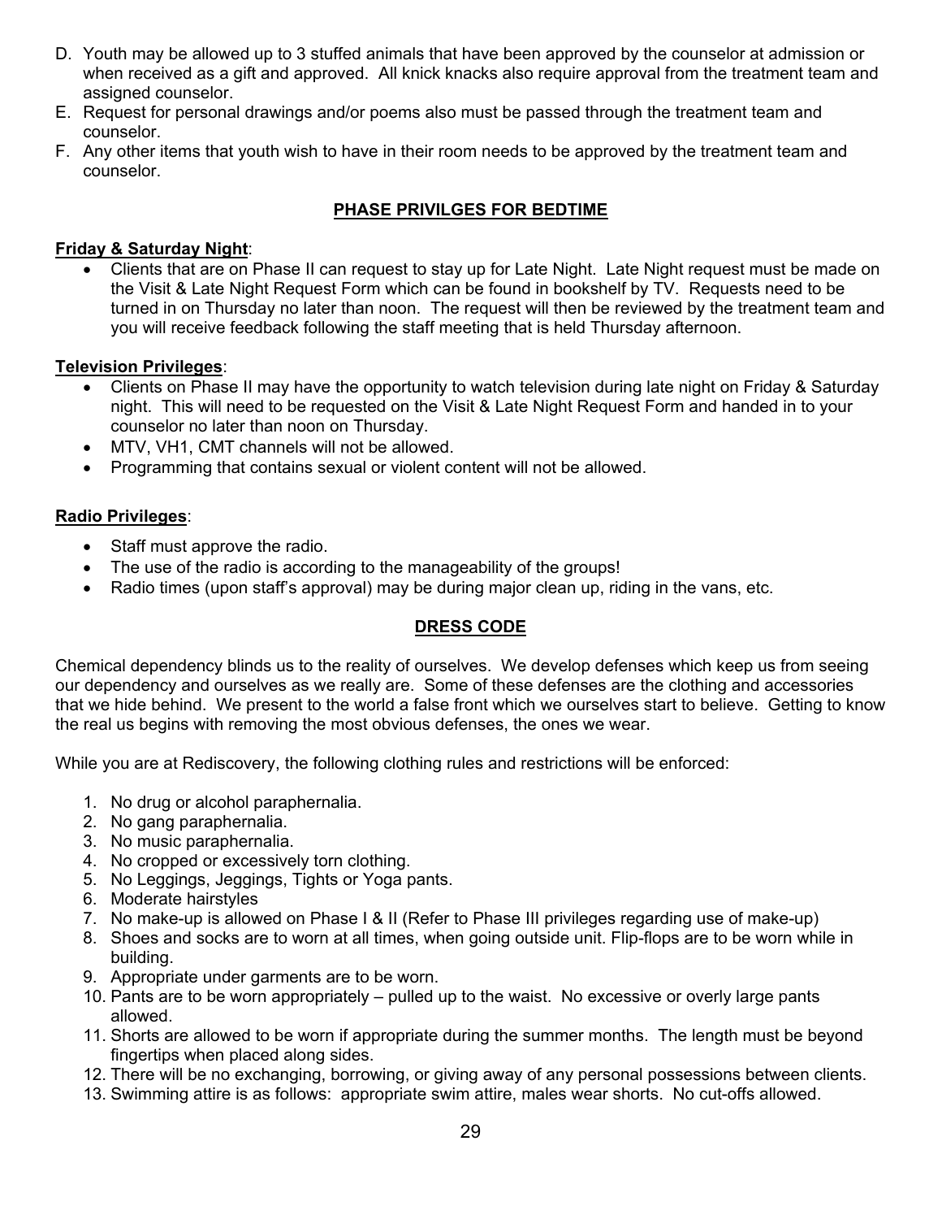D. Youth may be allowed up to 3 stuffed animals that have been approved by the counselor at admission or when received as a gift and approved. All knick knacks also require approval from the treatment team and assigned counselor.
E. Request for personal drawings and/or poems also must be passed through the treatment team and counselor.
F. Any other items that youth wish to have in their room needs to be approved by the treatment team and counselor.

## PHASE PRIVILGES FOR BEDTIME

**Friday & Saturday Night**:

- Clients that are on Phase II can request to stay up for Late Night. Late Night request must be made on the Visit & Late Night Request Form which can be found in bookshelf by TV. Requests need to be turned in on Thursday no later than noon. The request will then be reviewed by the treatment team and you will receive feedback following the staff meeting that is held Thursday afternoon.

**Television Privileges**:

- Clients on Phase II may have the opportunity to watch television during late night on Friday & Saturday night. This will need to be requested on the Visit & Late Night Request Form and handed in to your counselor no later than noon on Thursday.
- MTV, VH1, CMT channels will not be allowed.
- Programming that contains sexual or violent content will not be allowed.

**Radio Privileges**:

- Staff must approve the radio.
- The use of the radio is according to the manageability of the groups!
- Radio times (upon staff's approval) may be during major clean up, riding in the vans, etc.

## DRESS CODE

Chemical dependency blinds us to the reality of ourselves. We develop defenses which keep us from seeing our dependency and ourselves as we really are. Some of these defenses are the clothing and accessories that we hide behind. We present to the world a false front which we ourselves start to believe. Getting to know the real us begins with removing the most obvious defenses, the ones we wear.

While you are at Rediscovery, the following clothing rules and restrictions will be enforced:

1. No drug or alcohol paraphernalia.
2. No gang paraphernalia.
3. No music paraphernalia.
4. No cropped or excessively torn clothing.
5. No Leggings, Jeggings, Tights or Yoga pants.
6. Moderate hairstyles
7. No make-up is allowed on Phase I & II (Refer to Phase III privileges regarding use of make-up)
8. Shoes and socks are to worn at all times, when going outside unit. Flip-flops are to be worn while in building.
9. Appropriate under garments are to be worn.
10. Pants are to be worn appropriately – pulled up to the waist. No excessive or overly large pants allowed.
11. Shorts are allowed to be worn if appropriate during the summer months. The length must be beyond fingertips when placed along sides.
12. There will be no exchanging, borrowing, or giving away of any personal possessions between clients.
13. Swimming attire is as follows: appropriate swim attire, males wear shorts. No cut-offs allowed.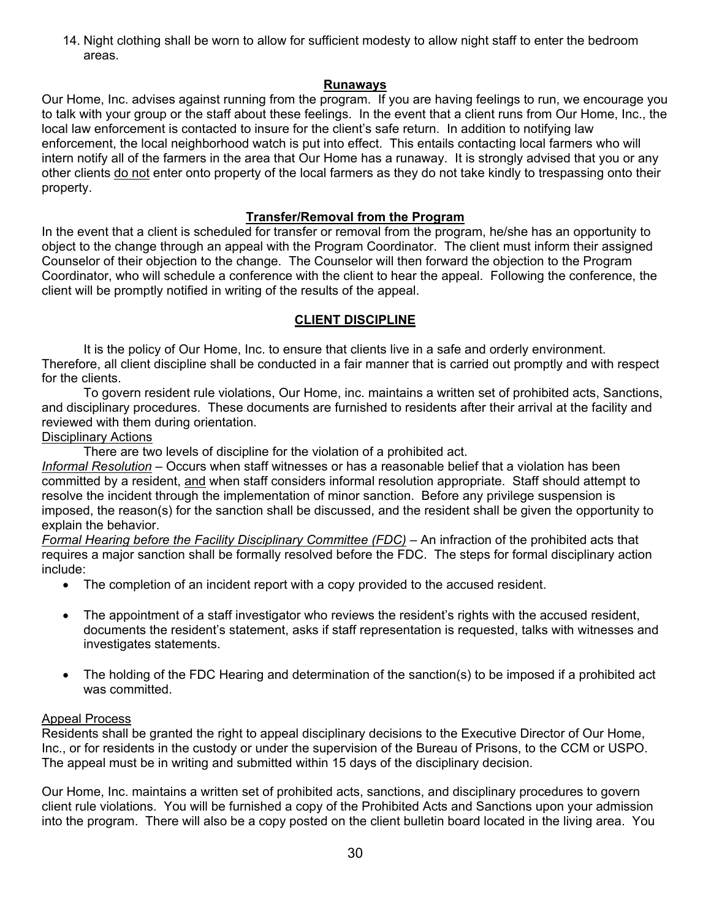14. Night clothing shall be worn to allow for sufficient modesty to allow night staff to enter the bedroom areas.

## Runaways

Our Home, Inc. advises against running from the program. If you are having feelings to run, we encourage you to talk with your group or the staff about these feelings. In the event that a client runs from Our Home, Inc., the local law enforcement is contacted to insure for the client's safe return. In addition to notifying law enforcement, the local neighborhood watch is put into effect. This entails contacting local farmers who will intern notify all of the farmers in the area that Our Home has a runaway. It is strongly advised that you or any other clients do not enter onto property of the local farmers as they do not take kindly to trespassing onto their property.

## Transfer/Removal from the Program

In the event that a client is scheduled for transfer or removal from the program, he/she has an opportunity to object to the change through an appeal with the Program Coordinator. The client must inform their assigned Counselor of their objection to the change. The Counselor will then forward the objection to the Program Coordinator, who will schedule a conference with the client to hear the appeal. Following the conference, the client will be promptly notified in writing of the results of the appeal.

## CLIENT DISCIPLINE

It is the policy of Our Home, Inc. to ensure that clients live in a safe and orderly environment. Therefore, all client discipline shall be conducted in a fair manner that is carried out promptly and with respect for the clients.

To govern resident rule violations, Our Home, inc. maintains a written set of prohibited acts, Sanctions, and disciplinary procedures. These documents are furnished to residents after their arrival at the facility and reviewed with them during orientation.

Disciplinary Actions

There are two levels of discipline for the violation of a prohibited act.

*Informal Resolution* – Occurs when staff witnesses or has a reasonable belief that a violation has been committed by a resident, and when staff considers informal resolution appropriate. Staff should attempt to resolve the incident through the implementation of minor sanction. Before any privilege suspension is imposed, the reason(s) for the sanction shall be discussed, and the resident shall be given the opportunity to explain the behavior.

*Formal Hearing before the Facility Disciplinary Committee (FDC)* – An infraction of the prohibited acts that requires a major sanction shall be formally resolved before the FDC. The steps for formal disciplinary action include:

- The completion of an incident report with a copy provided to the accused resident.
- The appointment of a staff investigator who reviews the resident's rights with the accused resident, documents the resident's statement, asks if staff representation is requested, talks with witnesses and investigates statements.
- The holding of the FDC Hearing and determination of the sanction(s) to be imposed if a prohibited act was committed.

Appeal Process

Residents shall be granted the right to appeal disciplinary decisions to the Executive Director of Our Home, Inc., or for residents in the custody or under the supervision of the Bureau of Prisons, to the CCM or USPO. The appeal must be in writing and submitted within 15 days of the disciplinary decision.

Our Home, Inc. maintains a written set of prohibited acts, sanctions, and disciplinary procedures to govern client rule violations. You will be furnished a copy of the Prohibited Acts and Sanctions upon your admission into the program. There will also be a copy posted on the client bulletin board located in the living area. You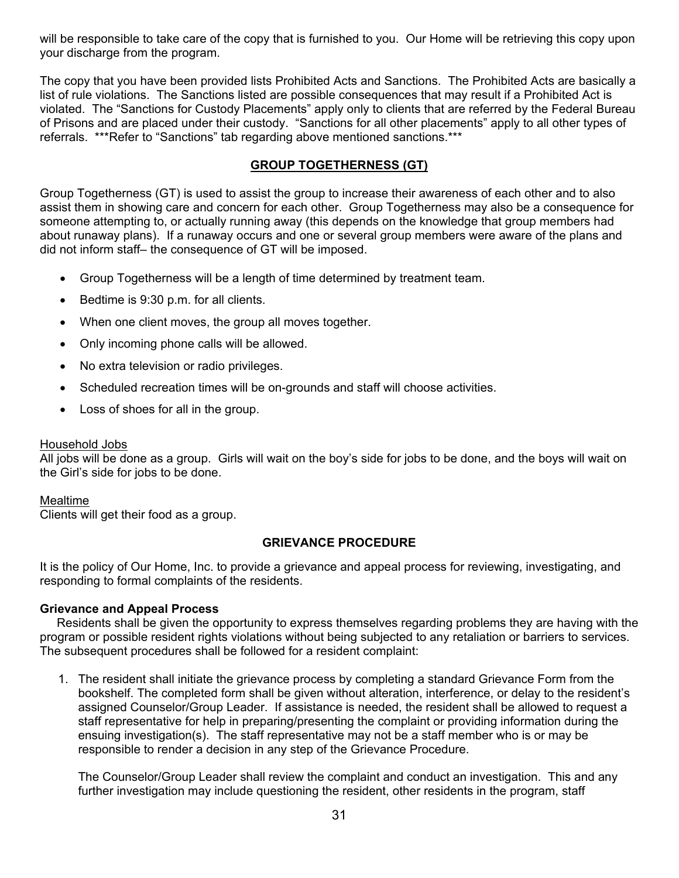will be responsible to take care of the copy that is furnished to you. Our Home will be retrieving this copy upon your discharge from the program.

The copy that you have been provided lists Prohibited Acts and Sanctions. The Prohibited Acts are basically a list of rule violations. The Sanctions listed are possible consequences that may result if a Prohibited Act is violated. The "Sanctions for Custody Placements" apply only to clients that are referred by the Federal Bureau of Prisons and are placed under their custody. "Sanctions for all other placements" apply to all other types of referrals. ***Refer to "Sanctions" tab regarding above mentioned sanctions.***

## GROUP TOGETHERNESS (GT)

Group Togetherness (GT) is used to assist the group to increase their awareness of each other and to also assist them in showing care and concern for each other. Group Togetherness may also be a consequence for someone attempting to, or actually running away (this depends on the knowledge that group members had about runaway plans). If a runaway occurs and one or several group members were aware of the plans and did not inform staff– the consequence of GT will be imposed.

- Group Togetherness will be a length of time determined by treatment team.
- Bedtime is 9:30 p.m. for all clients.
- When one client moves, the group all moves together.
- Only incoming phone calls will be allowed.
- No extra television or radio privileges.
- Scheduled recreation times will be on-grounds and staff will choose activities.
- Loss of shoes for all in the group.

Household Jobs
All jobs will be done as a group. Girls will wait on the boy's side for jobs to be done, and the boys will wait on the Girl's side for jobs to be done.

Mealtime
Clients will get their food as a group.

## GRIEVANCE PROCEDURE

It is the policy of Our Home, Inc. to provide a grievance and appeal process for reviewing, investigating, and responding to formal complaints of the residents.

**Grievance and Appeal Process**

Residents shall be given the opportunity to express themselves regarding problems they are having with the program or possible resident rights violations without being subjected to any retaliation or barriers to services. The subsequent procedures shall be followed for a resident complaint:

1. The resident shall initiate the grievance process by completing a standard Grievance Form from the bookshelf. The completed form shall be given without alteration, interference, or delay to the resident's assigned Counselor/Group Leader. If assistance is needed, the resident shall be allowed to request a staff representative for help in preparing/presenting the complaint or providing information during the ensuing investigation(s). The staff representative may not be a staff member who is or may be responsible to render a decision in any step of the Grievance Procedure.

   The Counselor/Group Leader shall review the complaint and conduct an investigation. This and any further investigation may include questioning the resident, other residents in the program, staff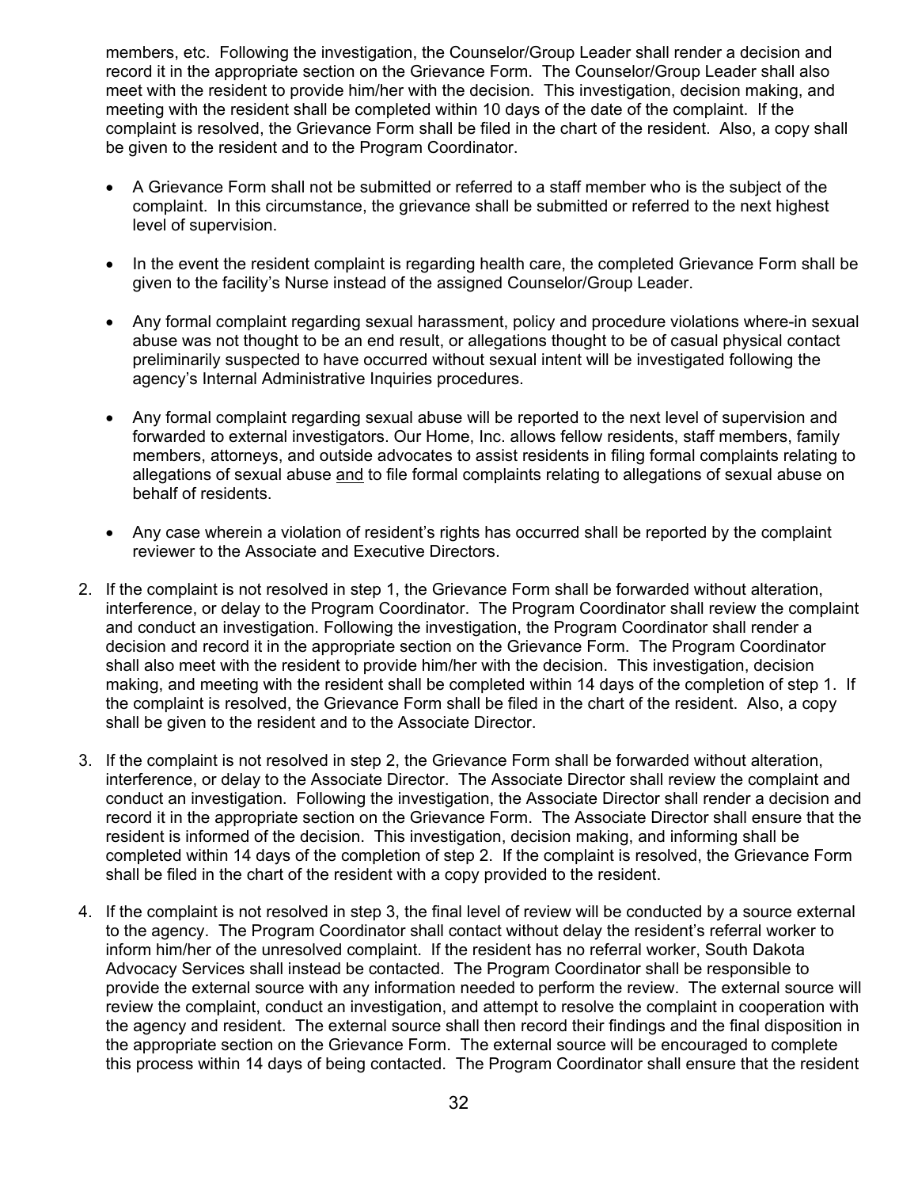members, etc. Following the investigation, the Counselor/Group Leader shall render a decision and record it in the appropriate section on the Grievance Form. The Counselor/Group Leader shall also meet with the resident to provide him/her with the decision. This investigation, decision making, and meeting with the resident shall be completed within 10 days of the date of the complaint. If the complaint is resolved, the Grievance Form shall be filed in the chart of the resident. Also, a copy shall be given to the resident and to the Program Coordinator.

- A Grievance Form shall not be submitted or referred to a staff member who is the subject of the complaint. In this circumstance, the grievance shall be submitted or referred to the next highest level of supervision.
- In the event the resident complaint is regarding health care, the completed Grievance Form shall be given to the facility's Nurse instead of the assigned Counselor/Group Leader.
- Any formal complaint regarding sexual harassment, policy and procedure violations where-in sexual abuse was not thought to be an end result, or allegations thought to be of casual physical contact preliminarily suspected to have occurred without sexual intent will be investigated following the agency's Internal Administrative Inquiries procedures.
- Any formal complaint regarding sexual abuse will be reported to the next level of supervision and forwarded to external investigators. Our Home, Inc. allows fellow residents, staff members, family members, attorneys, and outside advocates to assist residents in filing formal complaints relating to allegations of sexual abuse <u>and</u> to file formal complaints relating to allegations of sexual abuse on behalf of residents.
- Any case wherein a violation of resident's rights has occurred shall be reported by the complaint reviewer to the Associate and Executive Directors.

2. If the complaint is not resolved in step 1, the Grievance Form shall be forwarded without alteration, interference, or delay to the Program Coordinator. The Program Coordinator shall review the complaint and conduct an investigation. Following the investigation, the Program Coordinator shall render a decision and record it in the appropriate section on the Grievance Form. The Program Coordinator shall also meet with the resident to provide him/her with the decision. This investigation, decision making, and meeting with the resident shall be completed within 14 days of the completion of step 1. If the complaint is resolved, the Grievance Form shall be filed in the chart of the resident. Also, a copy shall be given to the resident and to the Associate Director.
3. If the complaint is not resolved in step 2, the Grievance Form shall be forwarded without alteration, interference, or delay to the Associate Director. The Associate Director shall review the complaint and conduct an investigation. Following the investigation, the Associate Director shall render a decision and record it in the appropriate section on the Grievance Form. The Associate Director shall ensure that the resident is informed of the decision. This investigation, decision making, and informing shall be completed within 14 days of the completion of step 2. If the complaint is resolved, the Grievance Form shall be filed in the chart of the resident with a copy provided to the resident.
4. If the complaint is not resolved in step 3, the final level of review will be conducted by a source external to the agency. The Program Coordinator shall contact without delay the resident's referral worker to inform him/her of the unresolved complaint. If the resident has no referral worker, South Dakota Advocacy Services shall instead be contacted. The Program Coordinator shall be responsible to provide the external source with any information needed to perform the review. The external source will review the complaint, conduct an investigation, and attempt to resolve the complaint in cooperation with the agency and resident. The external source shall then record their findings and the final disposition in the appropriate section on the Grievance Form. The external source will be encouraged to complete this process within 14 days of being contacted. The Program Coordinator shall ensure that the resident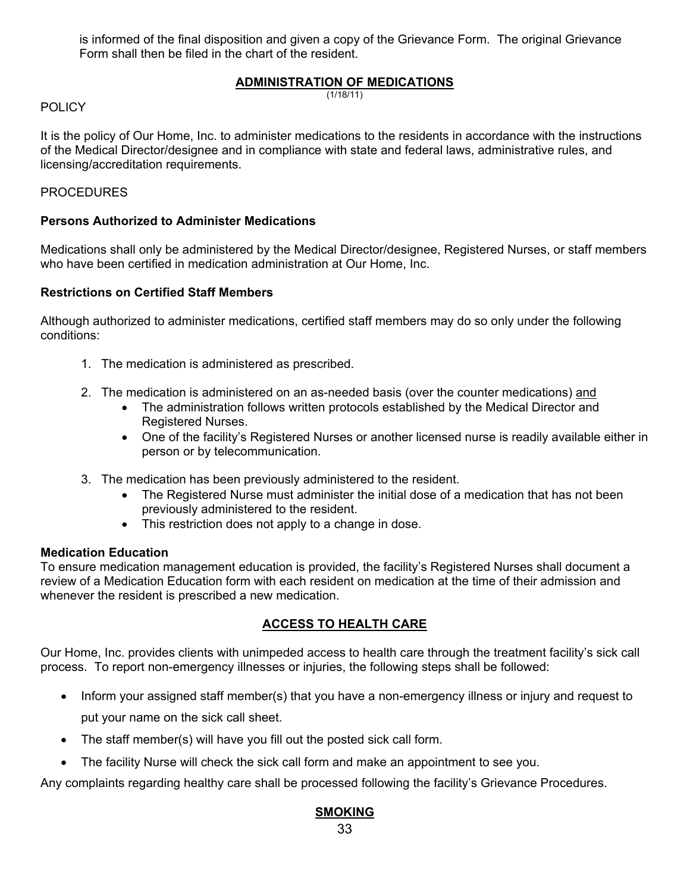is informed of the final disposition and given a copy of the Grievance Form. The original Grievance Form shall then be filed in the chart of the resident.

## ADMINISTRATION OF MEDICATIONS

(1/18/11)

POLICY

It is the policy of Our Home, Inc. to administer medications to the residents in accordance with the instructions of the Medical Director/designee and in compliance with state and federal laws, administrative rules, and licensing/accreditation requirements.

PROCEDURES

**Persons Authorized to Administer Medications**

Medications shall only be administered by the Medical Director/designee, Registered Nurses, or staff members who have been certified in medication administration at Our Home, Inc.

**Restrictions on Certified Staff Members**

Although authorized to administer medications, certified staff members may do so only under the following conditions:

1. The medication is administered as prescribed.
2. The medication is administered on an as-needed basis (over the counter medications) <u>and</u>
   - The administration follows written protocols established by the Medical Director and Registered Nurses.
   - One of the facility's Registered Nurses or another licensed nurse is readily available either in person or by telecommunication.
3. The medication has been previously administered to the resident.
   - The Registered Nurse must administer the initial dose of a medication that has not been previously administered to the resident.
   - This restriction does not apply to a change in dose.

**Medication Education**

To ensure medication management education is provided, the facility's Registered Nurses shall document a review of a Medication Education form with each resident on medication at the time of their admission and whenever the resident is prescribed a new medication.

## ACCESS TO HEALTH CARE

Our Home, Inc. provides clients with unimpeded access to health care through the treatment facility's sick call process. To report non-emergency illnesses or injuries, the following steps shall be followed:

- Inform your assigned staff member(s) that you have a non-emergency illness or injury and request to put your name on the sick call sheet.
- The staff member(s) will have you fill out the posted sick call form.
- The facility Nurse will check the sick call form and make an appointment to see you.

Any complaints regarding healthy care shall be processed following the facility's Grievance Procedures.

## SMOKING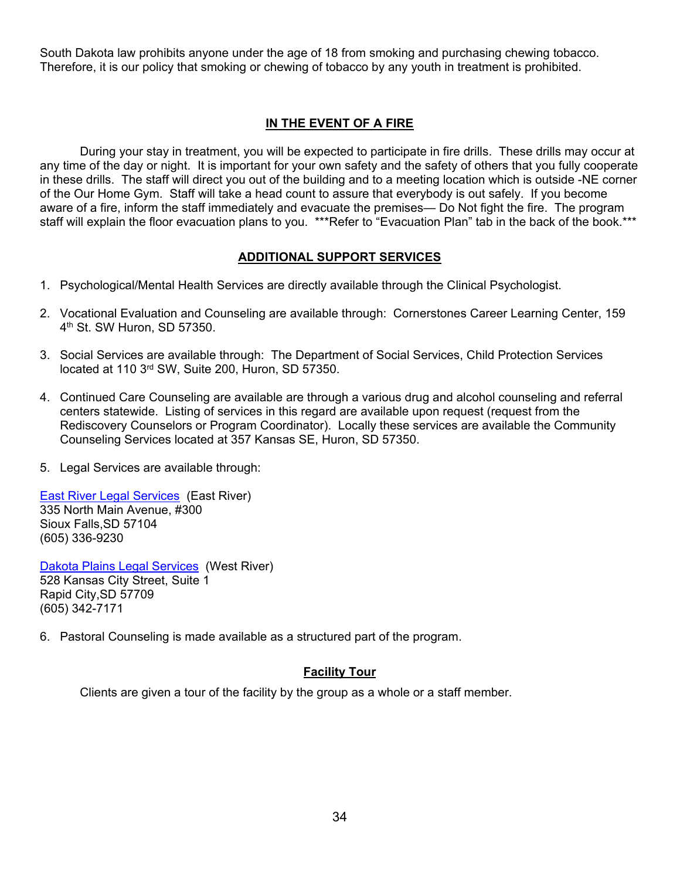South Dakota law prohibits anyone under the age of 18 from smoking and purchasing chewing tobacco. Therefore, it is our policy that smoking or chewing of tobacco by any youth in treatment is prohibited.

## IN THE EVENT OF A FIRE

During your stay in treatment, you will be expected to participate in fire drills. These drills may occur at any time of the day or night. It is important for your own safety and the safety of others that you fully cooperate in these drills. The staff will direct you out of the building and to a meeting location which is outside -NE corner of the Our Home Gym. Staff will take a head count to assure that everybody is out safely. If you become aware of a fire, inform the staff immediately and evacuate the premises— Do Not fight the fire. The program staff will explain the floor evacuation plans to you. ***Refer to "Evacuation Plan" tab in the back of the book.***

## ADDITIONAL SUPPORT SERVICES

1. Psychological/Mental Health Services are directly available through the Clinical Psychologist.

2. Vocational Evaluation and Counseling are available through: Cornerstones Career Learning Center, 159 4th St. SW Huron, SD 57350.

3. Social Services are available through: The Department of Social Services, Child Protection Services located at 110 3rd SW, Suite 200, Huron, SD 57350.

4. Continued Care Counseling are available are through a various drug and alcohol counseling and referral centers statewide. Listing of services in this regard are available upon request (request from the Rediscovery Counselors or Program Coordinator). Locally these services are available the Community Counseling Services located at 357 Kansas SE, Huron, SD 57350.

5. Legal Services are available through:

East River Legal Services (East River)
335 North Main Avenue, #300
Sioux Falls,SD 57104
(605) 336-9230

Dakota Plains Legal Services (West River)
528 Kansas City Street, Suite 1
Rapid City,SD 57709
(605) 342-7171

6. Pastoral Counseling is made available as a structured part of the program.

## Facility Tour

Clients are given a tour of the facility by the group as a whole or a staff member.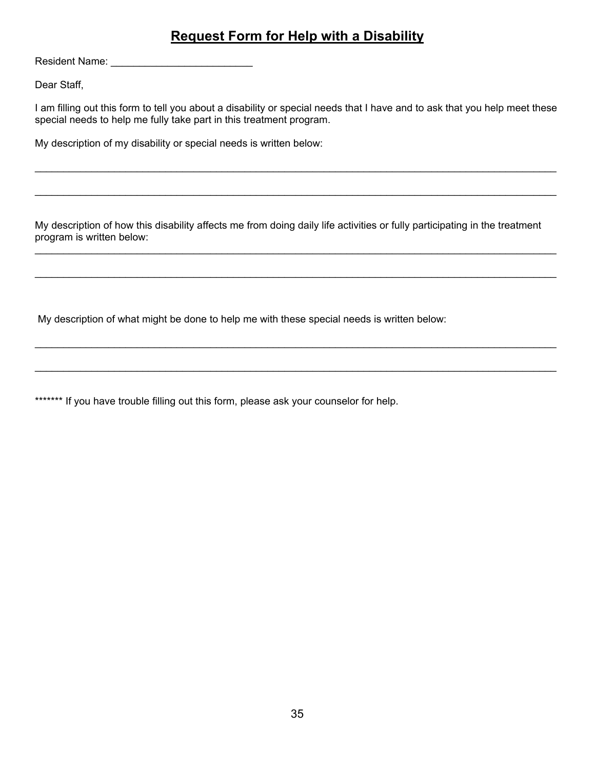# Request Form for Help with a Disability

Resident Name: _________________________

Dear Staff,

I am filling out this form to tell you about a disability or special needs that I have and to ask that you help meet these special needs to help me fully take part in this treatment program.

My description of my disability or special needs is written below:

___________________________________________________________________________________________

___________________________________________________________________________________________

My description of how this disability affects me from doing daily life activities or fully participating in the treatment program is written below:

___________________________________________________________________________________________

___________________________________________________________________________________________

My description of what might be done to help me with these special needs is written below:

___________________________________________________________________________________________

___________________________________________________________________________________________

******* If you have trouble filling out this form, please ask your counselor for help.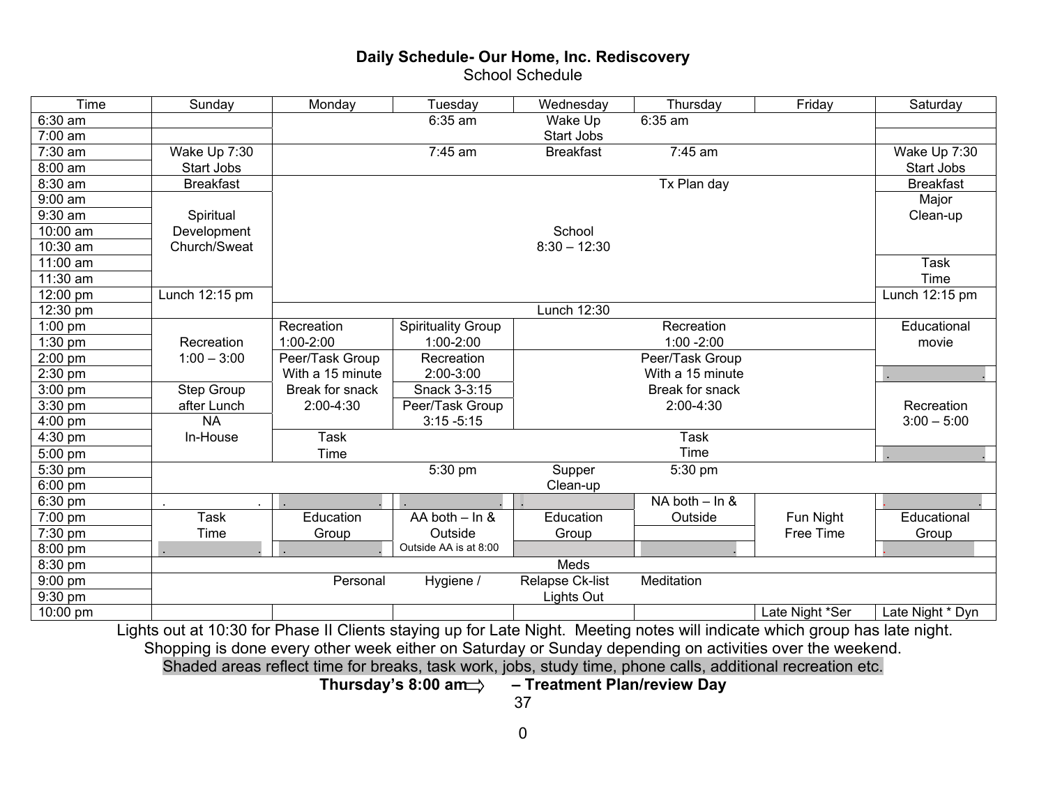**Daily Schedule- Our Home, Inc. Rediscovery**

School Schedule

| Time | Sunday | Monday | Tuesday | Wednesday | Thursday | Friday | Saturday |
|---|---|---|---|---|---|---|---|
| 6:30 am | | | 6:35 am | Wake Up | 6:35 am | | |
| 7:00 am | | | | Start Jobs | | | |
| 7:30 am | Wake Up 7:30 | | 7:45 am | Breakfast | 7:45 am | | Wake Up 7:30 |
| 8:00 am | Start Jobs | | | | | | Start Jobs |
| 8:30 am | Breakfast | | | | Tx Plan day | | Breakfast |
| 9:00 am | | | | | | | Major |
| 9:30 am | Spiritual | | | | | | Clean-up |
| 10:00 am | Development | | | School | | | |
| 10:30 am | Church/Sweat | | | 8:30 – 12:30 | | | |
| 11:00 am | | | | | | | Task |
| 11:30 am | | | | | | | Time |
| 12:00 pm | Lunch 12:15 pm | | | | | | Lunch 12:15 pm |
| 12:30 pm | | | | Lunch 12:30 | | | |
| 1:00 pm | | Recreation | Spirituality Group | | Recreation | | Educational |
| 1:30 pm | Recreation | 1:00-2:00 | 1:00-2:00 | | 1:00 -2:00 | | movie |
| 2:00 pm | 1:00 – 3:00 | Peer/Task Group | Recreation | | Peer/Task Group | | |
| 2:30 pm | | With a 15 minute | 2:00-3:00 | | With a 15 minute | | |
| 3:00 pm | Step Group | Break for snack | Snack 3-3:15 | | Break for snack | | |
| 3:30 pm | after Lunch | 2:00-4:30 | Peer/Task Group | | 2:00-4:30 | | Recreation |
| 4:00 pm | NA | | 3:15 -5:15 | | | | 3:00 – 5:00 |
| 4:30 pm | In-House | Task | | | Task | | |
| 5:00 pm | | Time | | | Time | | |
| 5:30 pm | | | 5:30 pm | Supper | 5:30 pm | | |
| 6:00 pm | | | | Clean-up | | | |
| 6:30 pm | | | | | NA both – In & | | |
| 7:00 pm | Task | Education | AA both – In & | Education | Outside | Fun Night | Educational |
| 7:30 pm | Time | Group | Outside | Group | | Free Time | Group |
| 8:00 pm | | | Outside AA is at 8:00 | | | | |
| 8:30 pm | | | | Meds | | | |
| 9:00 pm | | Personal | Hygiene / | Relapse Ck-list | Meditation | | |
| 9:30 pm | | | | Lights Out | | | |
| 10:00 pm | | | | | | Late Night *Ser | Late Night * Dyn |

Lights out at 10:30 for Phase II Clients staying up for Late Night. Meeting notes will indicate which group has late night.

Shopping is done every other week either on Saturday or Sunday depending on activities over the weekend.

Shaded areas reflect time for breaks, task work, jobs, study time, phone calls, additional recreation etc.

**Thursday's 8:00 am ⇨ – Treatment Plan/review Day**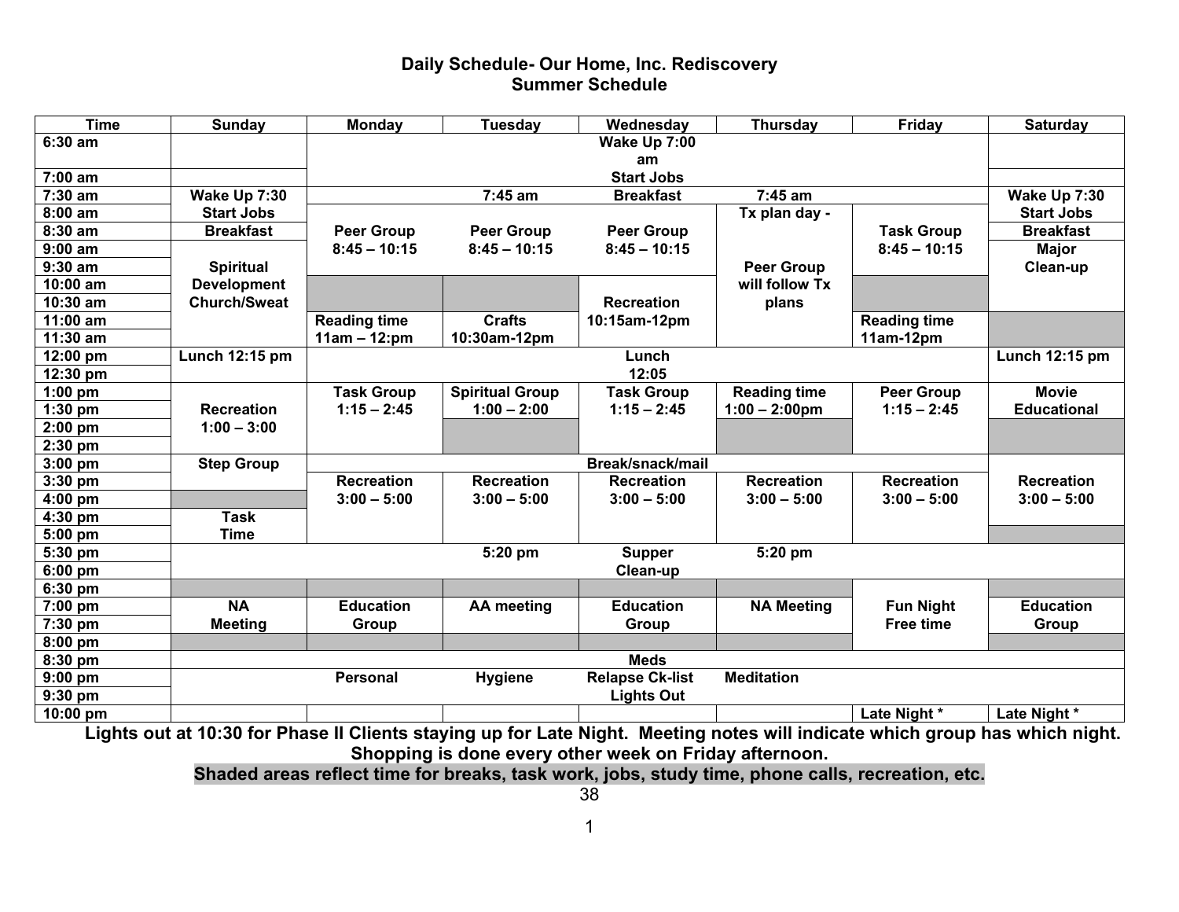**Daily Schedule- Our Home, Inc. Rediscovery**
**Summer Schedule**

| Time | Sunday | Monday | Tuesday | Wednesday | Thursday | Friday | Saturday |
|---|---|---|---|---|---|---|---|
| 6:30 am | | Wake Up 7:00 am | | | | | |
| 7:00 am | | Start Jobs | | | | | |
| 7:30 am | Wake Up 7:30 | | 7:45 am | Breakfast | 7:45 am | | Wake Up 7:30 |
| 8:00 am | Start Jobs | | | | Tx plan day - | | Start Jobs |
| 8:30 am | Breakfast | Peer Group | Peer Group | Peer Group | | Task Group | Breakfast |
| 9:00 am | | 8:45 – 10:15 | 8:45 – 10:15 | 8:45 – 10:15 | | 8:45 – 10:15 | Major |
| 9:30 am | Spiritual | | | | Peer Group | | Clean-up |
| 10:00 am | Development | | | | will follow Tx | | |
| 10:30 am | Church/Sweat | | | Recreation | plans | | |
| 11:00 am | | Reading time | Crafts | 10:15am-12pm | | Reading time | |
| 11:30 am | | 11am – 12:pm | 10:30am-12pm | | | 11am-12pm | |
| 12:00 pm | Lunch 12:15 pm | Lunch | | | | | Lunch 12:15 pm |
| 12:30 pm | | 12:05 | | | | | |
| 1:00 pm | | Task Group | Spiritual Group | Task Group | Reading time | Peer Group | Movie |
| 1:30 pm | Recreation | 1:15 – 2:45 | 1:00 – 2:00 | 1:15 – 2:45 | 1:00 – 2:00pm | 1:15 – 2:45 | Educational |
| 2:00 pm | 1:00 – 3:00 | | | | | | |
| 2:30 pm | | | | | | | |
| 3:00 pm | Step Group | Break/snack/mail | | | | | |
| 3:30 pm | | Recreation | Recreation | Recreation | Recreation | Recreation | Recreation |
| 4:00 pm | | 3:00 – 5:00 | 3:00 – 5:00 | 3:00 – 5:00 | 3:00 – 5:00 | 3:00 – 5:00 | 3:00 – 5:00 |
| 4:30 pm | Task | | | | | | |
| 5:00 pm | Time | | | | | | |
| 5:30 pm | | | 5:20 pm | Supper | 5:20 pm | | |
| 6:00 pm | | | | Clean-up | | | |
| 6:30 pm | | | | | | | |
| 7:00 pm | NA | Education | AA meeting | Education | NA Meeting | Fun Night | Education |
| 7:30 pm | Meeting | Group | | Group | | Free time | Group |
| 8:00 pm | | | | | | | |
| 8:30 pm | | | | Meds | | | |
| 9:00 pm | | Personal | Hygiene | Relapse Ck-list | Meditation | | |
| 9:30 pm | | | | Lights Out | | | |
| 10:00 pm | | | | | | Late Night * | Late Night * |

**Lights out at 10:30 for Phase II Clients staying up for Late Night. Meeting notes will indicate which group has which night.**
**Shopping is done every other week on Friday afternoon.**
**Shaded areas reflect time for breaks, task work, jobs, study time, phone calls, recreation, etc.**